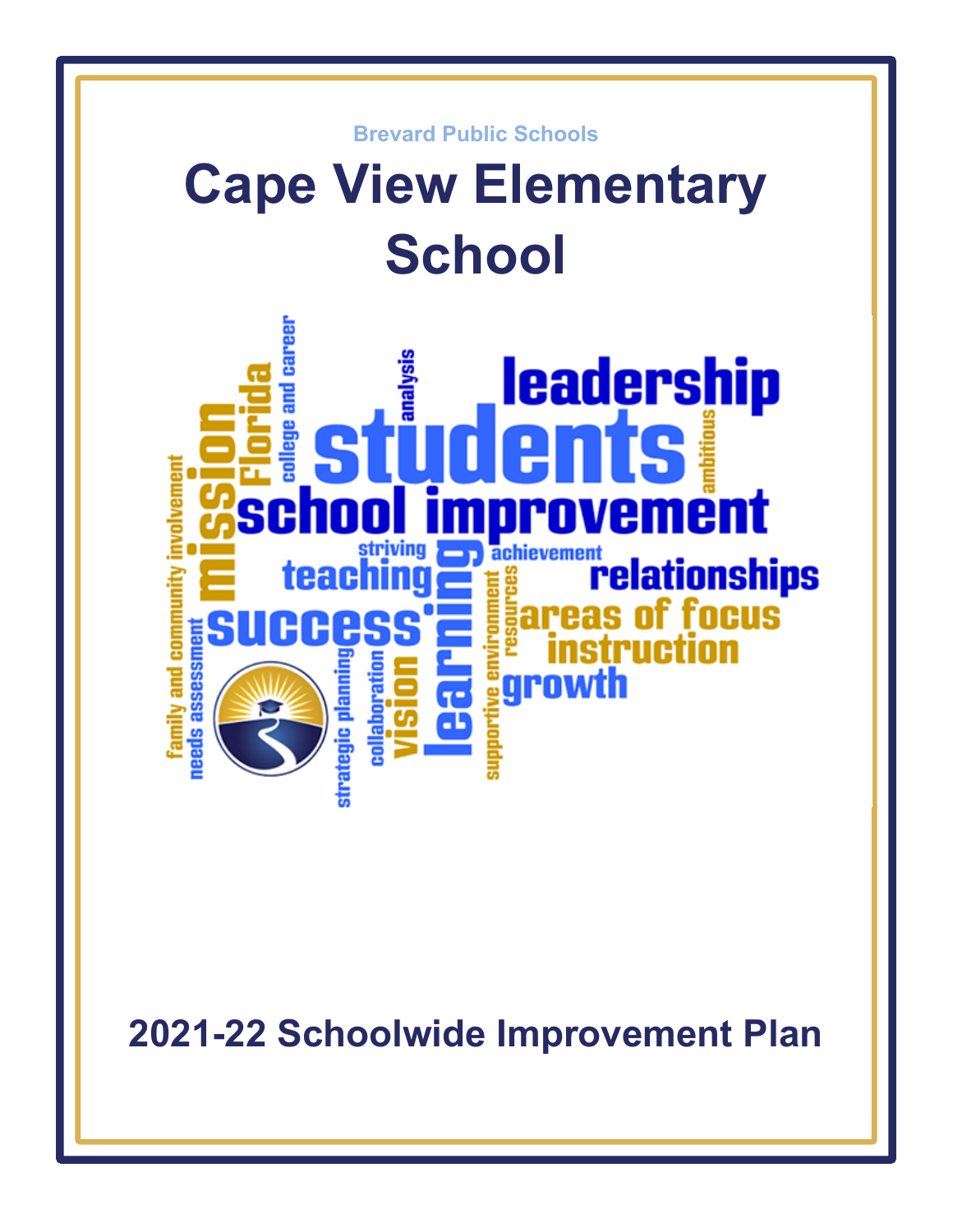Brevard Public Schools

# Cape View Elementary School

## 2021-22 Schoolwide Improvement Plan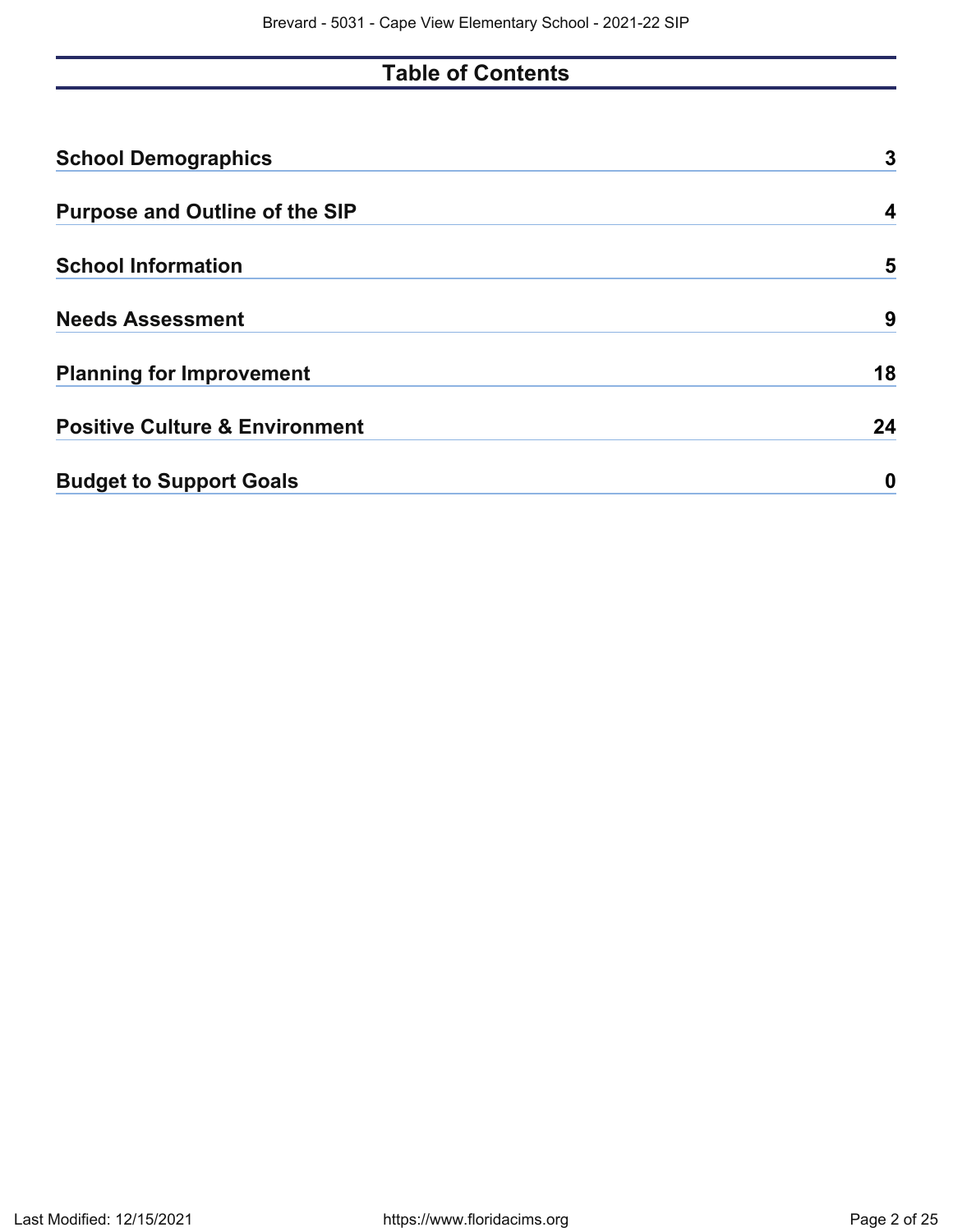# Table of Contents

| | |
|---|---|
| **School Demographics** | **3** |
| **Purpose and Outline of the SIP** | **4** |
| **School Information** | **5** |
| **Needs Assessment** | **9** |
| **Planning for Improvement** | **18** |
| **Positive Culture & Environment** | **24** |
| **Budget to Support Goals** | **0** |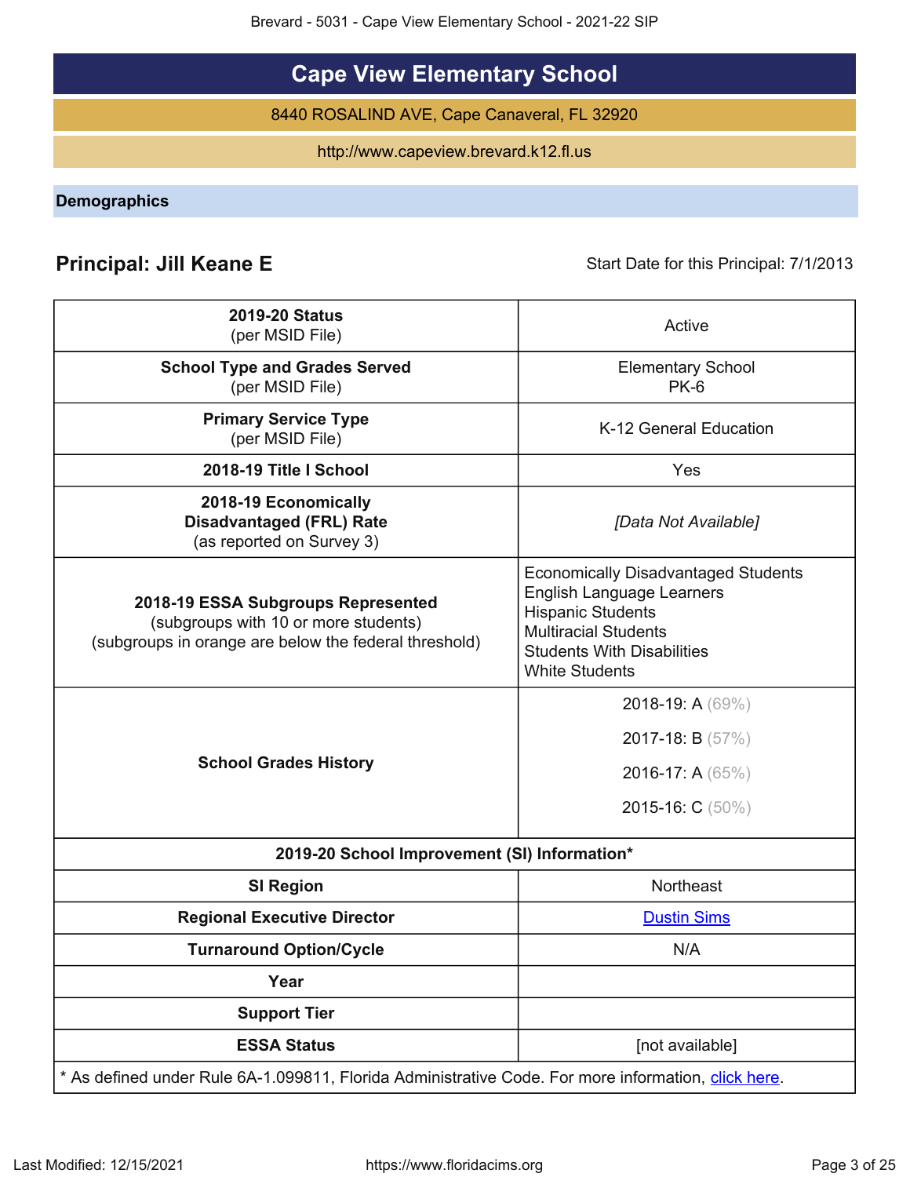# Cape View Elementary School

8440 ROSALIND AVE, Cape Canaveral, FL 32920

http://www.capeview.brevard.k12.fl.us

## Demographics

**Principal: Jill Keane E** | Start Date for this Principal: 7/1/2013

| | |
|---|---|
| **2019-20 Status** (per MSID File) | Active |
| **School Type and Grades Served** (per MSID File) | Elementary School PK-6 |
| **Primary Service Type** (per MSID File) | K-12 General Education |
| **2018-19 Title I School** | Yes |
| **2018-19 Economically Disadvantaged (FRL) Rate** (as reported on Survey 3) | *[Data Not Available]* |
| **2018-19 ESSA Subgroups Represented** (subgroups with 10 or more students) (subgroups in orange are below the federal threshold) | Economically Disadvantaged Students<br>English Language Learners<br>Hispanic Students<br>Multiracial Students<br>Students With Disabilities<br>White Students |
| **School Grades History** | 2018-19: A (69%)<br>2017-18: B (57%)<br>2016-17: A (65%)<br>2015-16: C (50%) |
| **2019-20 School Improvement (SI) Information*** | |
| **SI Region** | Northeast |
| **Regional Executive Director** | Dustin Sims |
| **Turnaround Option/Cycle** | N/A |
| **Year** | |
| **Support Tier** | |
| **ESSA Status** | [not available] |

* As defined under Rule 6A-1.099811, Florida Administrative Code. For more information, click here.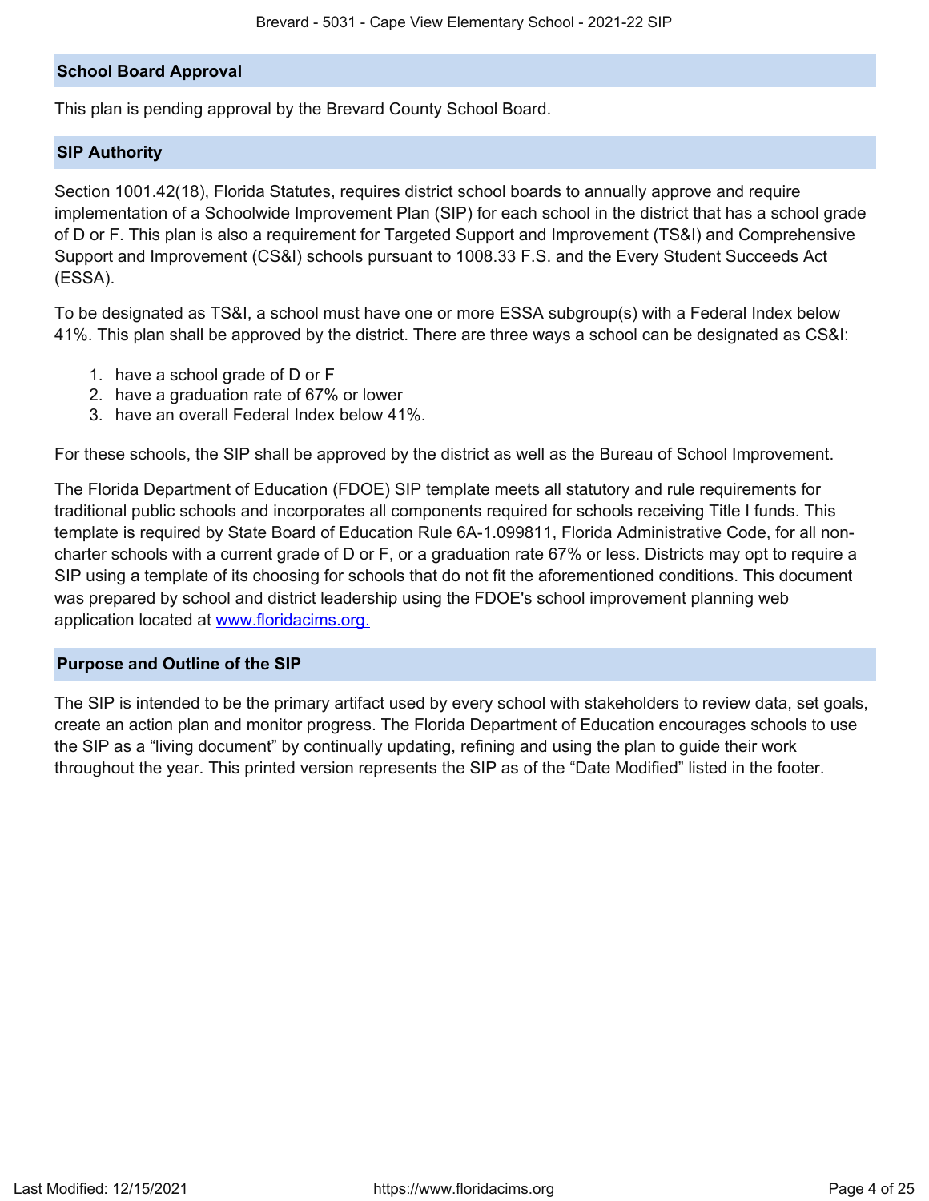## School Board Approval

This plan is pending approval by the Brevard County School Board.

## SIP Authority

Section 1001.42(18), Florida Statutes, requires district school boards to annually approve and require implementation of a Schoolwide Improvement Plan (SIP) for each school in the district that has a school grade of D or F. This plan is also a requirement for Targeted Support and Improvement (TS&I) and Comprehensive Support and Improvement (CS&I) schools pursuant to 1008.33 F.S. and the Every Student Succeeds Act (ESSA).

To be designated as TS&I, a school must have one or more ESSA subgroup(s) with a Federal Index below 41%. This plan shall be approved by the district. There are three ways a school can be designated as CS&I:

1. have a school grade of D or F
2. have a graduation rate of 67% or lower
3. have an overall Federal Index below 41%.

For these schools, the SIP shall be approved by the district as well as the Bureau of School Improvement.

The Florida Department of Education (FDOE) SIP template meets all statutory and rule requirements for traditional public schools and incorporates all components required for schools receiving Title I funds. This template is required by State Board of Education Rule 6A-1.099811, Florida Administrative Code, for all non-charter schools with a current grade of D or F, or a graduation rate 67% or less. Districts may opt to require a SIP using a template of its choosing for schools that do not fit the aforementioned conditions. This document was prepared by school and district leadership using the FDOE's school improvement planning web application located at [www.floridacims.org.](https://www.floridacims.org)

## Purpose and Outline of the SIP

The SIP is intended to be the primary artifact used by every school with stakeholders to review data, set goals, create an action plan and monitor progress. The Florida Department of Education encourages schools to use the SIP as a "living document" by continually updating, refining and using the plan to guide their work throughout the year. This printed version represents the SIP as of the "Date Modified" listed in the footer.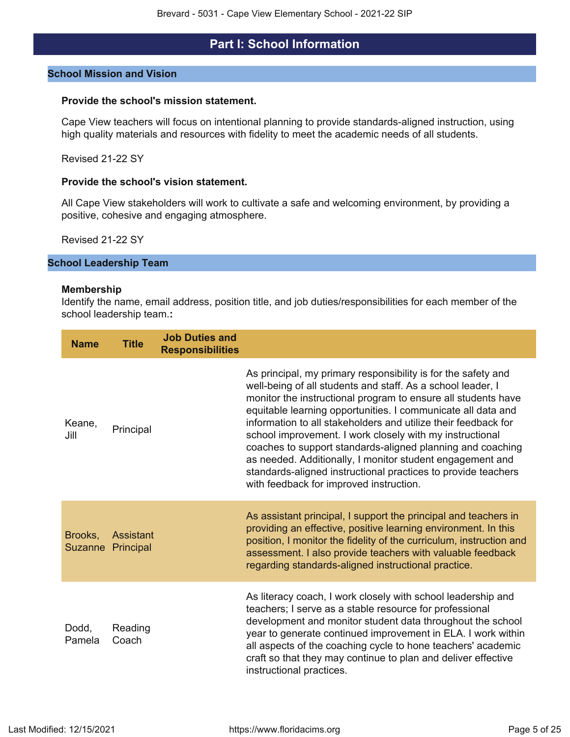# Part I: School Information

## School Mission and Vision

**Provide the school's mission statement.**

Cape View teachers will focus on intentional planning to provide standards-aligned instruction, using high quality materials and resources with fidelity to meet the academic needs of all students.

Revised 21-22 SY

**Provide the school's vision statement.**

All Cape View stakeholders will work to cultivate a safe and welcoming environment, by providing a positive, cohesive and engaging atmosphere.

Revised 21-22 SY

## School Leadership Team

**Membership**

Identify the name, email address, position title, and job duties/responsibilities for each member of the school leadership team.**:**

| Name | Title | Job Duties and Responsibilities |
|---|---|---|
| Keane, Jill | Principal | As principal, my primary responsibility is for the safety and well-being of all students and staff. As a school leader, I monitor the instructional program to ensure all students have equitable learning opportunities. I communicate all data and information to all stakeholders and utilize their feedback for school improvement. I work closely with my instructional coaches to support standards-aligned planning and coaching as needed. Additionally, I monitor student engagement and standards-aligned instructional practices to provide teachers with feedback for improved instruction. |
| Brooks, Suzanne | Assistant Principal | As assistant principal, I support the principal and teachers in providing an effective, positive learning environment. In this position, I monitor the fidelity of the curriculum, instruction and assessment. I also provide teachers with valuable feedback regarding standards-aligned instructional practice. |
| Dodd, Pamela | Reading Coach | As literacy coach, I work closely with school leadership and teachers; I serve as a stable resource for professional development and monitor student data throughout the school year to generate continued improvement in ELA. I work within all aspects of the coaching cycle to hone teachers' academic craft so that they may continue to plan and deliver effective instructional practices. |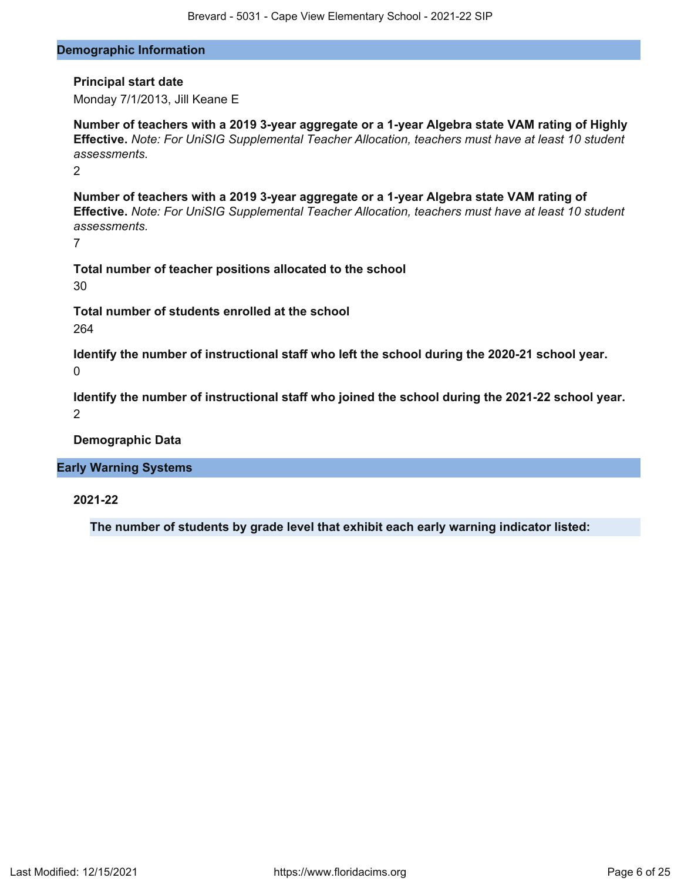## Demographic Information

**Principal start date**

Monday 7/1/2013, Jill Keane E

**Number of teachers with a 2019 3-year aggregate or a 1-year Algebra state VAM rating of Highly Effective.** *Note: For UniSIG Supplemental Teacher Allocation, teachers must have at least 10 student assessments.*

2

**Number of teachers with a 2019 3-year aggregate or a 1-year Algebra state VAM rating of Effective.** *Note: For UniSIG Supplemental Teacher Allocation, teachers must have at least 10 student assessments.*

7

**Total number of teacher positions allocated to the school**

30

**Total number of students enrolled at the school**

264

**Identify the number of instructional staff who left the school during the 2020-21 school year.**

0

**Identify the number of instructional staff who joined the school during the 2021-22 school year.**

2

**Demographic Data**

## Early Warning Systems

**2021-22**

**The number of students by grade level that exhibit each early warning indicator listed:**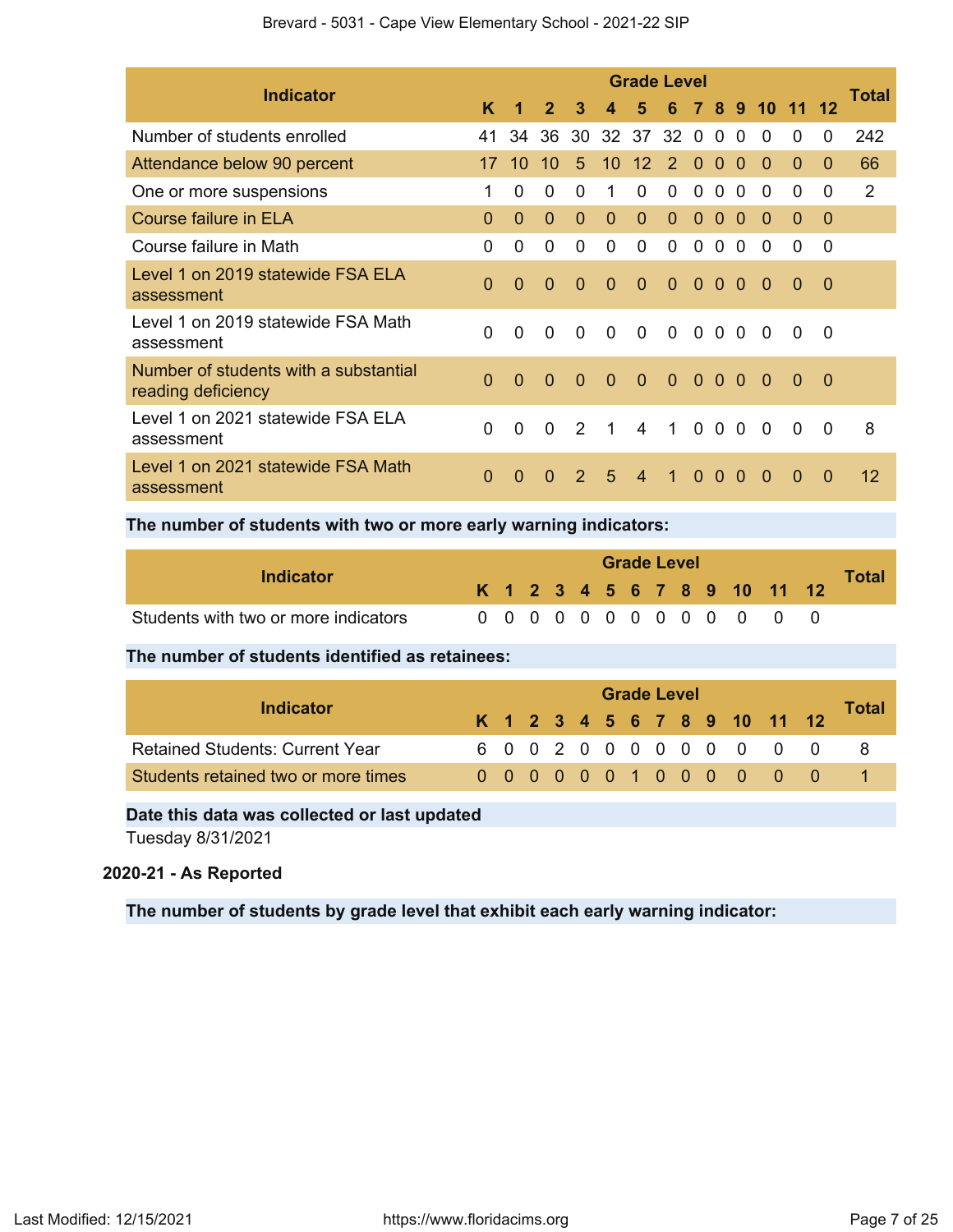| Indicator | Grade Level | | | | | | | | | | | | | Total |
|---|---|---|---|---|---|---|---|---|---|---|---|---|---|---|
| | K | 1 | 2 | 3 | 4 | 5 | 6 | 7 | 8 | 9 | 10 | 11 | 12 | |
| Number of students enrolled | 41 | 34 | 36 | 30 | 32 | 37 | 32 | 0 | 0 | 0 | 0 | 0 | 0 | 242 |
| Attendance below 90 percent | 17 | 10 | 10 | 5 | 10 | 12 | 2 | 0 | 0 | 0 | 0 | 0 | 0 | 66 |
| One or more suspensions | 1 | 0 | 0 | 0 | 1 | 0 | 0 | 0 | 0 | 0 | 0 | 0 | 0 | 2 |
| Course failure in ELA | 0 | 0 | 0 | 0 | 0 | 0 | 0 | 0 | 0 | 0 | 0 | 0 | 0 | |
| Course failure in Math | 0 | 0 | 0 | 0 | 0 | 0 | 0 | 0 | 0 | 0 | 0 | 0 | 0 | |
| Level 1 on 2019 statewide FSA ELA assessment | 0 | 0 | 0 | 0 | 0 | 0 | 0 | 0 | 0 | 0 | 0 | 0 | 0 | |
| Level 1 on 2019 statewide FSA Math assessment | 0 | 0 | 0 | 0 | 0 | 0 | 0 | 0 | 0 | 0 | 0 | 0 | 0 | |
| Number of students with a substantial reading deficiency | 0 | 0 | 0 | 0 | 0 | 0 | 0 | 0 | 0 | 0 | 0 | 0 | 0 | |
| Level 1 on 2021 statewide FSA ELA assessment | 0 | 0 | 0 | 2 | 1 | 4 | 1 | 0 | 0 | 0 | 0 | 0 | 0 | 8 |
| Level 1 on 2021 statewide FSA Math assessment | 0 | 0 | 0 | 2 | 5 | 4 | 1 | 0 | 0 | 0 | 0 | 0 | 0 | 12 |

**The number of students with two or more early warning indicators:**

| Indicator | Grade Level | | | | | | | | | | | | | Total |
|---|---|---|---|---|---|---|---|---|---|---|---|---|---|---|
| | K | 1 | 2 | 3 | 4 | 5 | 6 | 7 | 8 | 9 | 10 | 11 | 12 | |
| Students with two or more indicators | 0 | 0 | 0 | 0 | 0 | 0 | 0 | 0 | 0 | 0 | 0 | 0 | 0 | |

**The number of students identified as retainees:**

| Indicator | Grade Level | | | | | | | | | | | | | Total |
|---|---|---|---|---|---|---|---|---|---|---|---|---|---|---|
| | K | 1 | 2 | 3 | 4 | 5 | 6 | 7 | 8 | 9 | 10 | 11 | 12 | |
| Retained Students: Current Year | 6 | 0 | 0 | 2 | 0 | 0 | 0 | 0 | 0 | 0 | 0 | 0 | 0 | 8 |
| Students retained two or more times | 0 | 0 | 0 | 0 | 0 | 0 | 1 | 0 | 0 | 0 | 0 | 0 | 0 | 1 |

**Date this data was collected or last updated**

Tuesday 8/31/2021

**2020-21 - As Reported**

**The number of students by grade level that exhibit each early warning indicator:**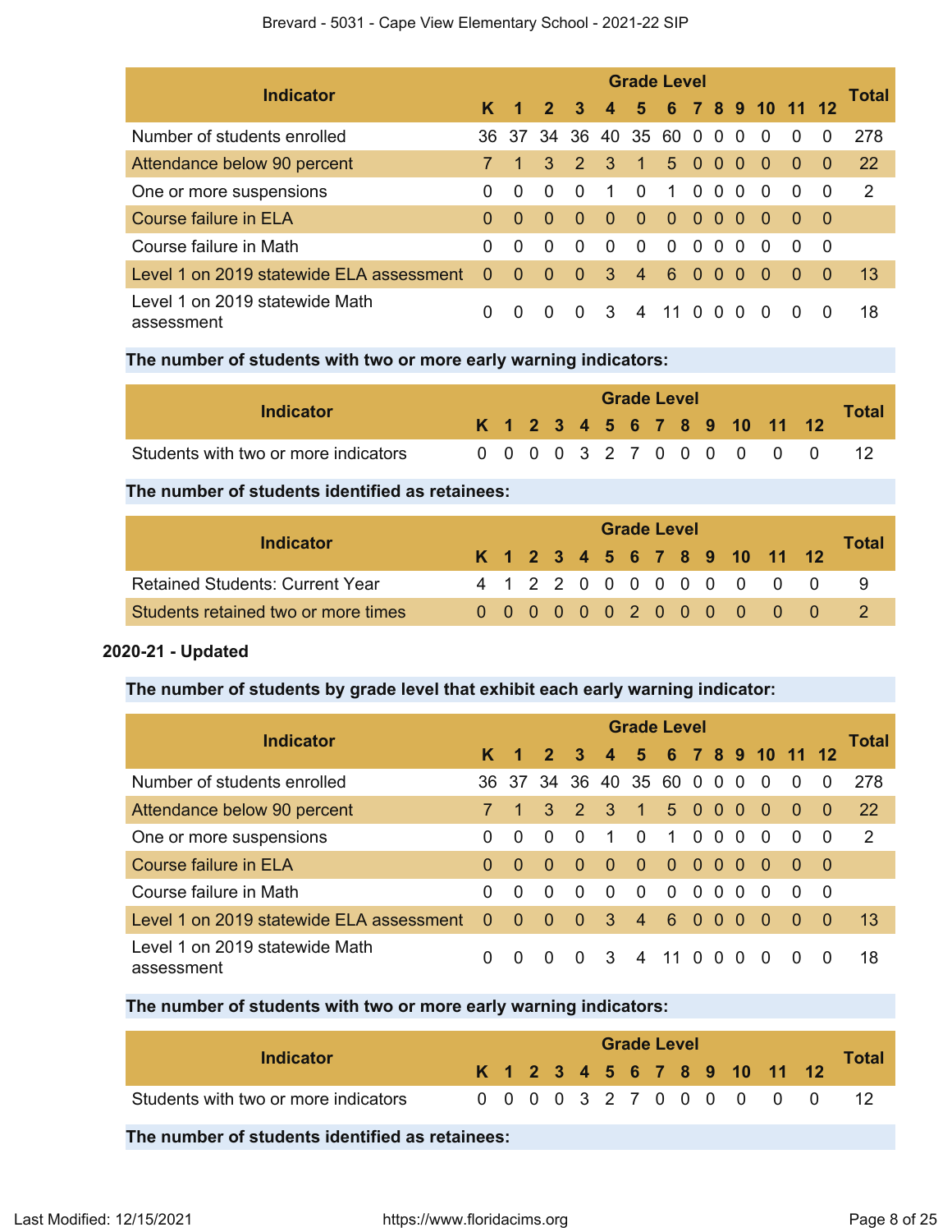| Indicator | Grade Level | | | | | | | | | | | | | Total |
|---|---|---|---|---|---|---|---|---|---|---|---|---|---|---|
| | K | 1 | 2 | 3 | 4 | 5 | 6 | 7 | 8 | 9 | 10 | 11 | 12 | |
| Number of students enrolled | 36 | 37 | 34 | 36 | 40 | 35 | 60 | 0 | 0 | 0 | 0 | 0 | 0 | 278 |
| Attendance below 90 percent | 7 | 1 | 3 | 2 | 3 | 1 | 5 | 0 | 0 | 0 | 0 | 0 | 0 | 22 |
| One or more suspensions | 0 | 0 | 0 | 0 | 1 | 0 | 1 | 0 | 0 | 0 | 0 | 0 | 0 | 2 |
| Course failure in ELA | 0 | 0 | 0 | 0 | 0 | 0 | 0 | 0 | 0 | 0 | 0 | 0 | 0 | |
| Course failure in Math | 0 | 0 | 0 | 0 | 0 | 0 | 0 | 0 | 0 | 0 | 0 | 0 | 0 | |
| Level 1 on 2019 statewide ELA assessment | 0 | 0 | 0 | 0 | 3 | 4 | 6 | 0 | 0 | 0 | 0 | 0 | 0 | 13 |
| Level 1 on 2019 statewide Math assessment | 0 | 0 | 0 | 0 | 3 | 4 | 11 | 0 | 0 | 0 | 0 | 0 | 0 | 18 |

**The number of students with two or more early warning indicators:**

| Indicator | Grade Level | | | | | | | | | | | | | Total |
|---|---|---|---|---|---|---|---|---|---|---|---|---|---|---|
| | K | 1 | 2 | 3 | 4 | 5 | 6 | 7 | 8 | 9 | 10 | 11 | 12 | |
| Students with two or more indicators | 0 | 0 | 0 | 0 | 3 | 2 | 7 | 0 | 0 | 0 | 0 | 0 | 0 | 12 |

**The number of students identified as retainees:**

| Indicator | Grade Level | | | | | | | | | | | | | Total |
|---|---|---|---|---|---|---|---|---|---|---|---|---|---|---|
| | K | 1 | 2 | 3 | 4 | 5 | 6 | 7 | 8 | 9 | 10 | 11 | 12 | |
| Retained Students: Current Year | 4 | 1 | 2 | 2 | 0 | 0 | 0 | 0 | 0 | 0 | 0 | 0 | 0 | 9 |
| Students retained two or more times | 0 | 0 | 0 | 0 | 0 | 0 | 2 | 0 | 0 | 0 | 0 | 0 | 0 | 2 |

**2020-21 - Updated**

**The number of students by grade level that exhibit each early warning indicator:**

| Indicator | Grade Level | | | | | | | | | | | | | Total |
|---|---|---|---|---|---|---|---|---|---|---|---|---|---|---|
| | K | 1 | 2 | 3 | 4 | 5 | 6 | 7 | 8 | 9 | 10 | 11 | 12 | |
| Number of students enrolled | 36 | 37 | 34 | 36 | 40 | 35 | 60 | 0 | 0 | 0 | 0 | 0 | 0 | 278 |
| Attendance below 90 percent | 7 | 1 | 3 | 2 | 3 | 1 | 5 | 0 | 0 | 0 | 0 | 0 | 0 | 22 |
| One or more suspensions | 0 | 0 | 0 | 0 | 1 | 0 | 1 | 0 | 0 | 0 | 0 | 0 | 0 | 2 |
| Course failure in ELA | 0 | 0 | 0 | 0 | 0 | 0 | 0 | 0 | 0 | 0 | 0 | 0 | 0 | |
| Course failure in Math | 0 | 0 | 0 | 0 | 0 | 0 | 0 | 0 | 0 | 0 | 0 | 0 | 0 | |
| Level 1 on 2019 statewide ELA assessment | 0 | 0 | 0 | 0 | 3 | 4 | 6 | 0 | 0 | 0 | 0 | 0 | 0 | 13 |
| Level 1 on 2019 statewide Math assessment | 0 | 0 | 0 | 0 | 3 | 4 | 11 | 0 | 0 | 0 | 0 | 0 | 0 | 18 |

**The number of students with two or more early warning indicators:**

| Indicator | Grade Level | | | | | | | | | | | | | Total |
|---|---|---|---|---|---|---|---|---|---|---|---|---|---|---|
| | K | 1 | 2 | 3 | 4 | 5 | 6 | 7 | 8 | 9 | 10 | 11 | 12 | |
| Students with two or more indicators | 0 | 0 | 0 | 0 | 3 | 2 | 7 | 0 | 0 | 0 | 0 | 0 | 0 | 12 |

**The number of students identified as retainees:**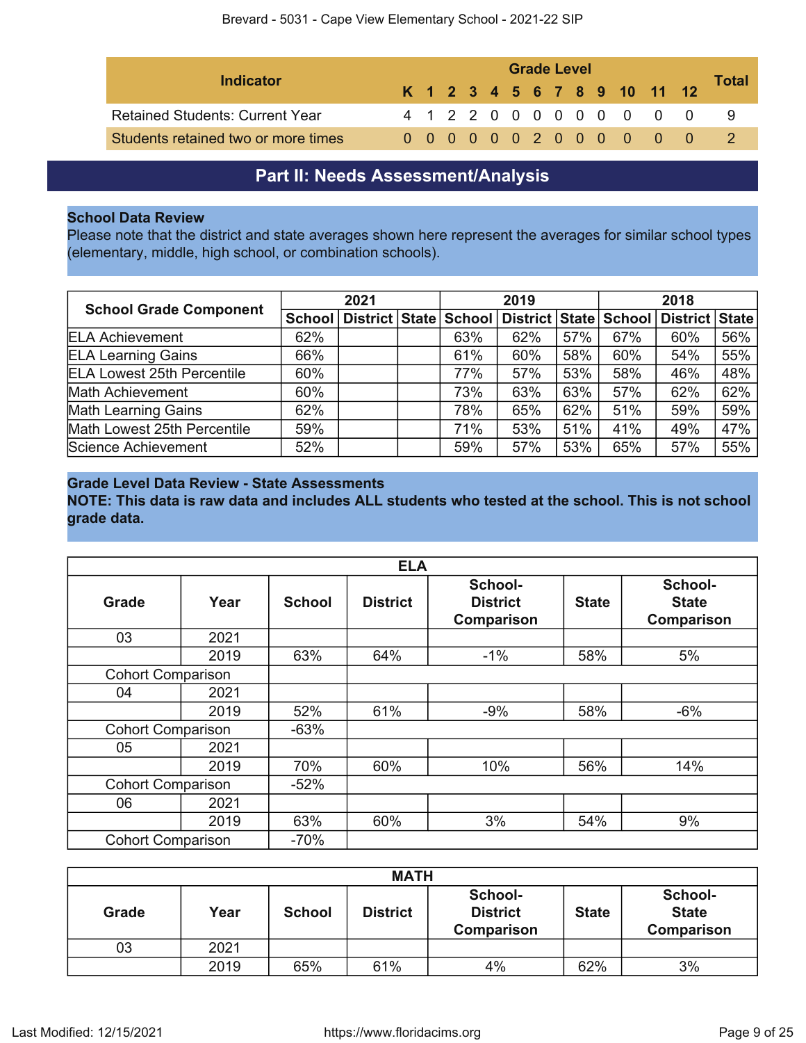| Indicator | K | 1 | 2 | 3 | 4 | 5 | 6 | 7 | 8 | 9 | 10 | 11 | 12 | Total |
|---|---|---|---|---|---|---|---|---|---|---|---|---|---|---|
| | **Grade Level** | | | | | | | | | | | | | |
| Retained Students: Current Year | 4 | 1 | 2 | 2 | 0 | 0 | 0 | 0 | 0 | 0 | 0 | 0 | 0 | 9 |
| Students retained two or more times | 0 | 0 | 0 | 0 | 0 | 0 | 2 | 0 | 0 | 0 | 0 | 0 | 0 | 2 |

## Part II: Needs Assessment/Analysis

**School Data Review**

Please note that the district and state averages shown here represent the averages for similar school types (elementary, middle, high school, or combination schools).

| School Grade Component | 2021 | | | 2019 | | | 2018 | | |
|---|---|---|---|---|---|---|---|---|---|
| | School | District | State | School | District | State | School | District | State |
| ELA Achievement | 62% | | | 63% | 62% | 57% | 67% | 60% | 56% |
| ELA Learning Gains | 66% | | | 61% | 60% | 58% | 60% | 54% | 55% |
| ELA Lowest 25th Percentile | 60% | | | 77% | 57% | 53% | 58% | 46% | 48% |
| Math Achievement | 60% | | | 73% | 63% | 63% | 57% | 62% | 62% |
| Math Learning Gains | 62% | | | 78% | 65% | 62% | 51% | 59% | 59% |
| Math Lowest 25th Percentile | 59% | | | 71% | 53% | 51% | 41% | 49% | 47% |
| Science Achievement | 52% | | | 59% | 57% | 53% | 65% | 57% | 55% |

**Grade Level Data Review - State Assessments**

**NOTE: This data is raw data and includes ALL students who tested at the school. This is not school grade data.**

| ELA | | | | | | |
|---|---|---|---|---|---|---|
| Grade | Year | School | District | School-District Comparison | State | School-State Comparison |
| 03 | 2021 | | | | | |
| | 2019 | 63% | 64% | -1% | 58% | 5% |
| Cohort Comparison | | | | | | |
| 04 | 2021 | | | | | |
| | 2019 | 52% | 61% | -9% | 58% | -6% |
| Cohort Comparison | | -63% | | | | |
| 05 | 2021 | | | | | |
| | 2019 | 70% | 60% | 10% | 56% | 14% |
| Cohort Comparison | | -52% | | | | |
| 06 | 2021 | | | | | |
| | 2019 | 63% | 60% | 3% | 54% | 9% |
| Cohort Comparison | | -70% | | | | |

| MATH | | | | | | |
|---|---|---|---|---|---|---|
| Grade | Year | School | District | School-District Comparison | State | School-State Comparison |
| 03 | 2021 | | | | | |
| | 2019 | 65% | 61% | 4% | 62% | 3% |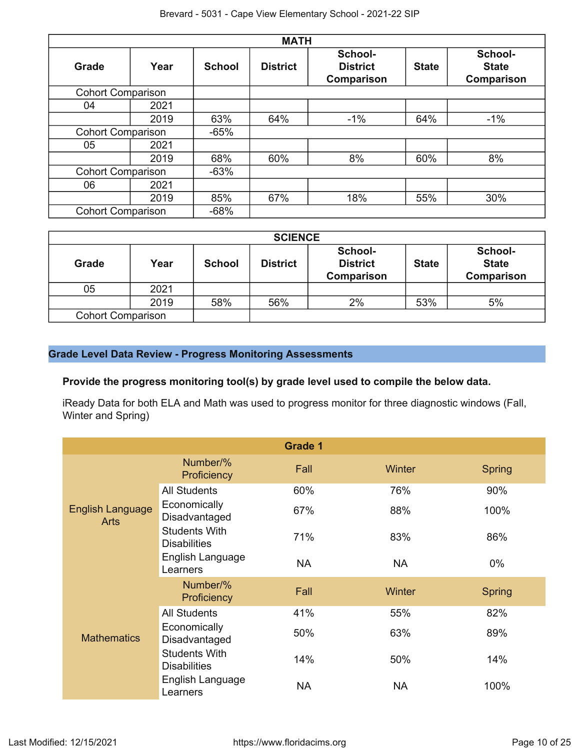| MATH | | | | | | |
|---|---|---|---|---|---|---|
| Grade | Year | School | District | School-District Comparison | State | School-State Comparison |
| Cohort Comparison | | | | | | |
| 04 | 2021 | | | | | |
| | 2019 | 63% | 64% | -1% | 64% | -1% |
| Cohort Comparison | | -65% | | | | |
| 05 | 2021 | | | | | |
| | 2019 | 68% | 60% | 8% | 60% | 8% |
| Cohort Comparison | | -63% | | | | |
| 06 | 2021 | | | | | |
| | 2019 | 85% | 67% | 18% | 55% | 30% |
| Cohort Comparison | | -68% | | | | |

| SCIENCE | | | | | | |
|---|---|---|---|---|---|---|
| Grade | Year | School | District | School-District Comparison | State | School-State Comparison |
| 05 | 2021 | | | | | |
| | 2019 | 58% | 56% | 2% | 53% | 5% |
| Cohort Comparison | | | | | | |

## Grade Level Data Review - Progress Monitoring Assessments

**Provide the progress monitoring tool(s) by grade level used to compile the below data.**

iReady Data for both ELA and Math was used to progress monitor for three diagnostic windows (Fall, Winter and Spring)

| Grade 1 | | | | |
|---|---|---|---|---|
| | Number/% Proficiency | Fall | Winter | Spring |
| English Language Arts | All Students | 60% | 76% | 90% |
| | Economically Disadvantaged | 67% | 88% | 100% |
| | Students With Disabilities | 71% | 83% | 86% |
| | English Language Learners | NA | NA | 0% |
| | Number/% Proficiency | Fall | Winter | Spring |
| Mathematics | All Students | 41% | 55% | 82% |
| | Economically Disadvantaged | 50% | 63% | 89% |
| | Students With Disabilities | 14% | 50% | 14% |
| | English Language Learners | NA | NA | 100% |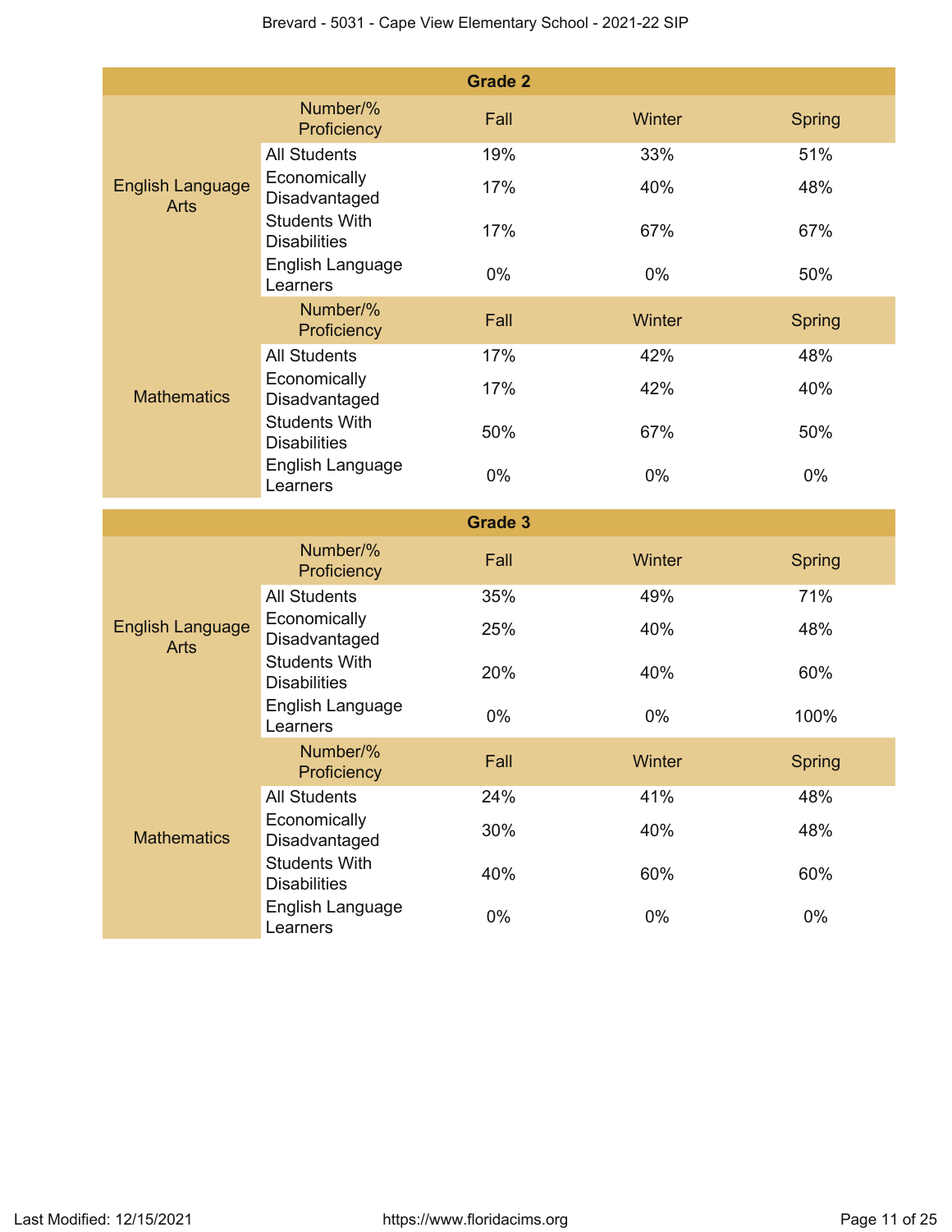### Grade 2

| | Number/% Proficiency | Fall | Winter | Spring |
|---|---|---|---|---|
| English Language Arts | All Students | 19% | 33% | 51% |
| | Economically Disadvantaged | 17% | 40% | 48% |
| | Students With Disabilities | 17% | 67% | 67% |
| | English Language Learners | 0% | 0% | 50% |
| Mathematics | Number/% Proficiency | Fall | Winter | Spring |
| | All Students | 17% | 42% | 48% |
| | Economically Disadvantaged | 17% | 42% | 40% |
| | Students With Disabilities | 50% | 67% | 50% |
| | English Language Learners | 0% | 0% | 0% |

### Grade 3

| | Number/% Proficiency | Fall | Winter | Spring |
|---|---|---|---|---|
| English Language Arts | All Students | 35% | 49% | 71% |
| | Economically Disadvantaged | 25% | 40% | 48% |
| | Students With Disabilities | 20% | 40% | 60% |
| | English Language Learners | 0% | 0% | 100% |
| Mathematics | Number/% Proficiency | Fall | Winter | Spring |
| | All Students | 24% | 41% | 48% |
| | Economically Disadvantaged | 30% | 40% | 48% |
| | Students With Disabilities | 40% | 60% | 60% |
| | English Language Learners | 0% | 0% | 0% |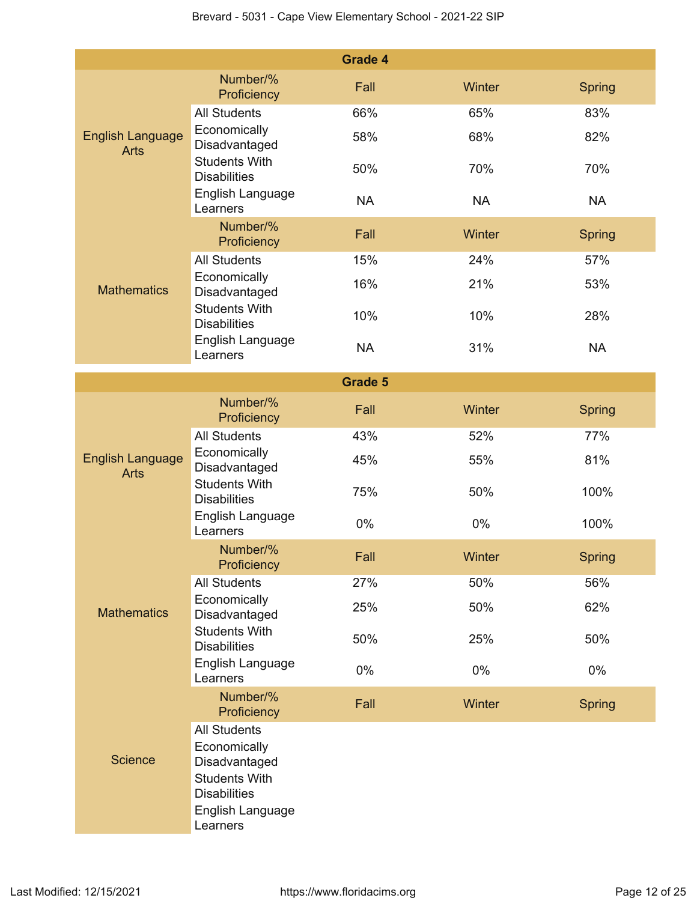| Grade 4 | | | | |
|---|---|---|---|---|
| | Number/% Proficiency | Fall | Winter | Spring |
| English Language Arts | All Students | 66% | 65% | 83% |
| | Economically Disadvantaged | 58% | 68% | 82% |
| | Students With Disabilities | 50% | 70% | 70% |
| | English Language Learners | NA | NA | NA |
| | Number/% Proficiency | Fall | Winter | Spring |
| Mathematics | All Students | 15% | 24% | 57% |
| | Economically Disadvantaged | 16% | 21% | 53% |
| | Students With Disabilities | 10% | 10% | 28% |
| | English Language Learners | NA | 31% | NA |

| Grade 5 | | | | |
|---|---|---|---|---|
| | Number/% Proficiency | Fall | Winter | Spring |
| English Language Arts | All Students | 43% | 52% | 77% |
| | Economically Disadvantaged | 45% | 55% | 81% |
| | Students With Disabilities | 75% | 50% | 100% |
| | English Language Learners | 0% | 0% | 100% |
| | Number/% Proficiency | Fall | Winter | Spring |
| Mathematics | All Students | 27% | 50% | 56% |
| | Economically Disadvantaged | 25% | 50% | 62% |
| | Students With Disabilities | 50% | 25% | 50% |
| | English Language Learners | 0% | 0% | 0% |
| | Number/% Proficiency | Fall | Winter | Spring |
| Science | All Students | | | |
| | Economically Disadvantaged | | | |
| | Students With Disabilities | | | |
| | English Language Learners | | | |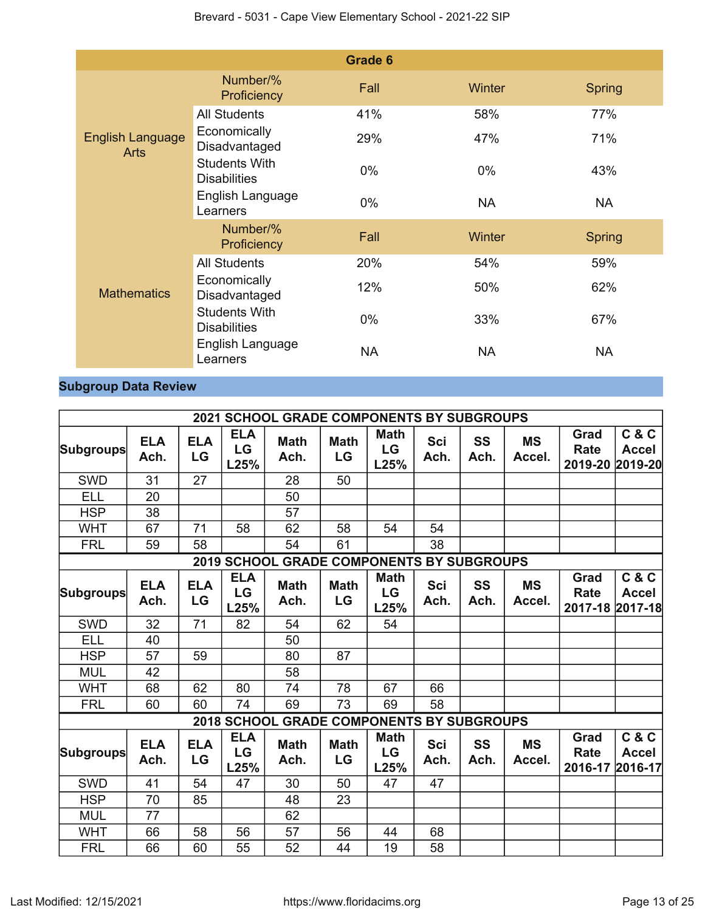| Grade 6 | | | | |
|---|---|---|---|---|
| | Number/% Proficiency | Fall | Winter | Spring |
| English Language Arts | All Students | 41% | 58% | 77% |
| | Economically Disadvantaged | 29% | 47% | 71% |
| | Students With Disabilities | 0% | 0% | 43% |
| | English Language Learners | 0% | NA | NA |
| | Number/% Proficiency | Fall | Winter | Spring |
| Mathematics | All Students | 20% | 54% | 59% |
| | Economically Disadvantaged | 12% | 50% | 62% |
| | Students With Disabilities | 0% | 33% | 67% |
| | English Language Learners | NA | NA | NA |

## Subgroup Data Review

| 2021 SCHOOL GRADE COMPONENTS BY SUBGROUPS | | | | | | | | | | | |
|---|---|---|---|---|---|---|---|---|---|---|---|
| Subgroups | ELA Ach. | ELA LG | ELA LG L25% | Math Ach. | Math LG | Math LG L25% | Sci Ach. | SS Ach. | MS Accel. | Grad Rate 2019-20 | C & C Accel 2019-20 |
| SWD | 31 | 27 | | 28 | 50 | | | | | | |
| ELL | 20 | | | 50 | | | | | | | |
| HSP | 38 | | | 57 | | | | | | | |
| WHT | 67 | 71 | 58 | 62 | 58 | 54 | 54 | | | | |
| FRL | 59 | 58 | | 54 | 61 | | 38 | | | | |
| **2019 SCHOOL GRADE COMPONENTS BY SUBGROUPS** | | | | | | | | | | | |
| Subgroups | ELA Ach. | ELA LG | ELA LG L25% | Math Ach. | Math LG | Math LG L25% | Sci Ach. | SS Ach. | MS Accel. | Grad Rate 2017-18 | C & C Accel 2017-18 |
| SWD | 32 | 71 | 82 | 54 | 62 | 54 | | | | | |
| ELL | 40 | | | 50 | | | | | | | |
| HSP | 57 | 59 | | 80 | 87 | | | | | | |
| MUL | 42 | | | 58 | | | | | | | |
| WHT | 68 | 62 | 80 | 74 | 78 | 67 | 66 | | | | |
| FRL | 60 | 60 | 74 | 69 | 73 | 69 | 58 | | | | |
| **2018 SCHOOL GRADE COMPONENTS BY SUBGROUPS** | | | | | | | | | | | |
| Subgroups | ELA Ach. | ELA LG | ELA LG L25% | Math Ach. | Math LG | Math LG L25% | Sci Ach. | SS Ach. | MS Accel. | Grad Rate 2016-17 | C & C Accel 2016-17 |
| SWD | 41 | 54 | 47 | 30 | 50 | 47 | 47 | | | | |
| HSP | 70 | 85 | | 48 | 23 | | | | | | |
| MUL | 77 | | | 62 | | | | | | | |
| WHT | 66 | 58 | 56 | 57 | 56 | 44 | 68 | | | | |
| FRL | 66 | 60 | 55 | 52 | 44 | 19 | 58 | | | | |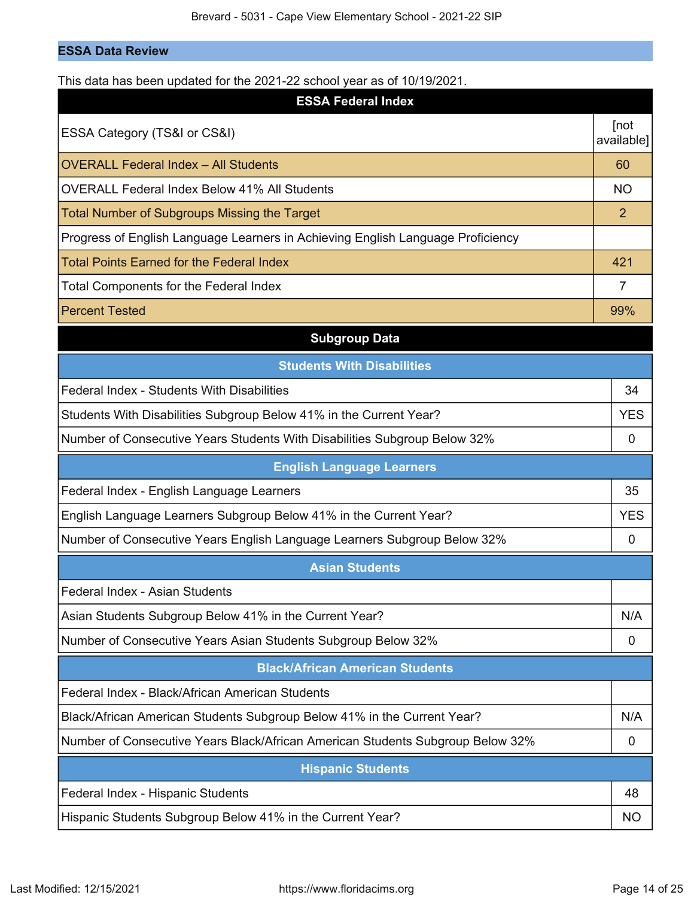## ESSA Data Review

This data has been updated for the 2021-22 school year as of 10/19/2021.

| ESSA Federal Index | |
|---|---|
| ESSA Category (TS&I or CS&I) | [not available] |
| OVERALL Federal Index – All Students | 60 |
| OVERALL Federal Index Below 41% All Students | NO |
| Total Number of Subgroups Missing the Target | 2 |
| Progress of English Language Learners in Achieving English Language Proficiency | |
| Total Points Earned for the Federal Index | 421 |
| Total Components for the Federal Index | 7 |
| Percent Tested | 99% |

### Subgroup Data

| Students With Disabilities | |
|---|---|
| Federal Index - Students With Disabilities | 34 |
| Students With Disabilities Subgroup Below 41% in the Current Year? | YES |
| Number of Consecutive Years Students With Disabilities Subgroup Below 32% | 0 |

| English Language Learners | |
|---|---|
| Federal Index - English Language Learners | 35 |
| English Language Learners Subgroup Below 41% in the Current Year? | YES |
| Number of Consecutive Years English Language Learners Subgroup Below 32% | 0 |

| Asian Students | |
|---|---|
| Federal Index - Asian Students | |
| Asian Students Subgroup Below 41% in the Current Year? | N/A |
| Number of Consecutive Years Asian Students Subgroup Below 32% | 0 |

| Black/African American Students | |
|---|---|
| Federal Index - Black/African American Students | |
| Black/African American Students Subgroup Below 41% in the Current Year? | N/A |
| Number of Consecutive Years Black/African American Students Subgroup Below 32% | 0 |

| Hispanic Students | |
|---|---|
| Federal Index - Hispanic Students | 48 |
| Hispanic Students Subgroup Below 41% in the Current Year? | NO |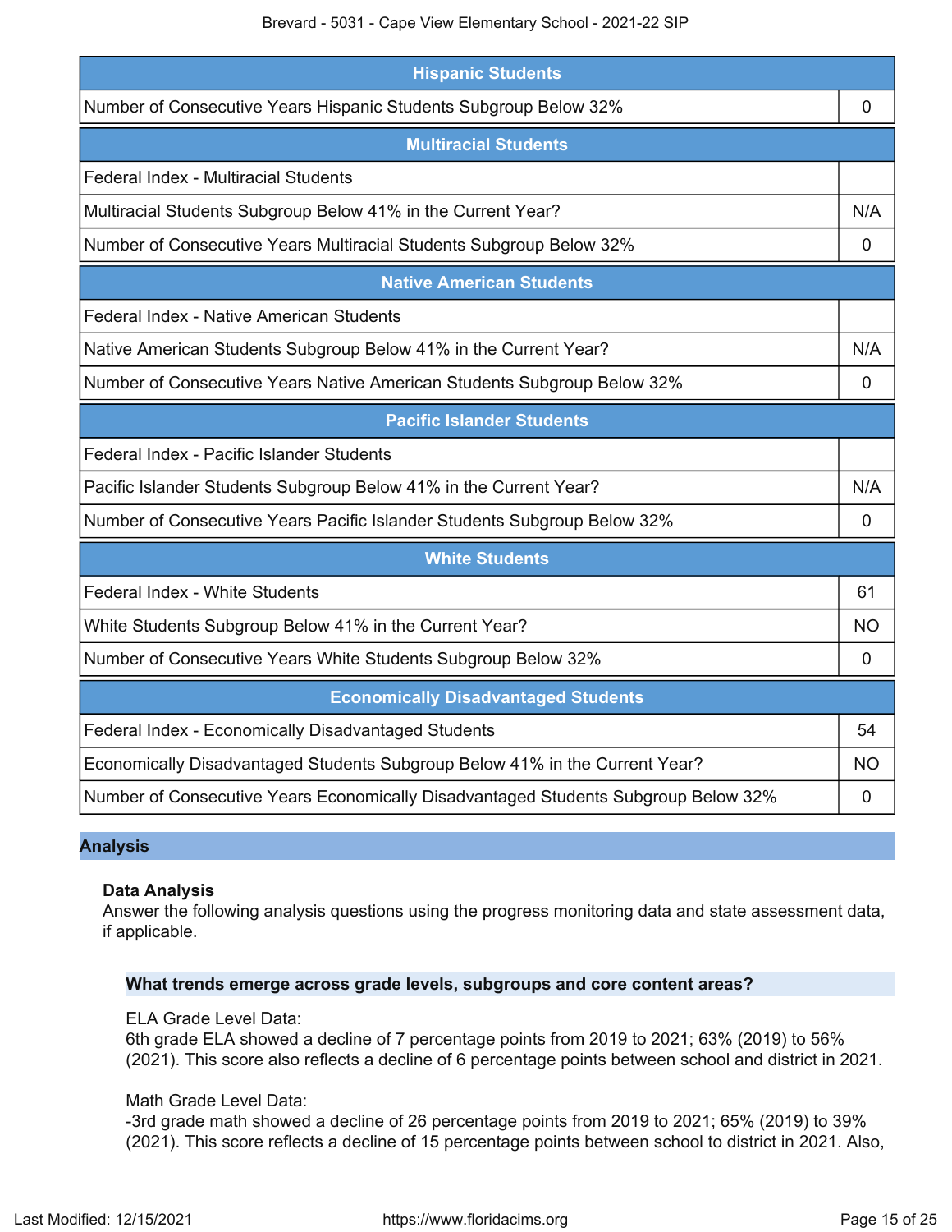| Hispanic Students | |
|---|---|
| Number of Consecutive Years Hispanic Students Subgroup Below 32% | 0 |

| Multiracial Students | |
|---|---|
| Federal Index - Multiracial Students | |
| Multiracial Students Subgroup Below 41% in the Current Year? | N/A |
| Number of Consecutive Years Multiracial Students Subgroup Below 32% | 0 |

| Native American Students | |
|---|---|
| Federal Index - Native American Students | |
| Native American Students Subgroup Below 41% in the Current Year? | N/A |
| Number of Consecutive Years Native American Students Subgroup Below 32% | 0 |

| Pacific Islander Students | |
|---|---|
| Federal Index - Pacific Islander Students | |
| Pacific Islander Students Subgroup Below 41% in the Current Year? | N/A |
| Number of Consecutive Years Pacific Islander Students Subgroup Below 32% | 0 |

| White Students | |
|---|---|
| Federal Index - White Students | 61 |
| White Students Subgroup Below 41% in the Current Year? | NO |
| Number of Consecutive Years White Students Subgroup Below 32% | 0 |

| Economically Disadvantaged Students | |
|---|---|
| Federal Index - Economically Disadvantaged Students | 54 |
| Economically Disadvantaged Students Subgroup Below 41% in the Current Year? | NO |
| Number of Consecutive Years Economically Disadvantaged Students Subgroup Below 32% | 0 |

## Analysis

### Data Analysis

Answer the following analysis questions using the progress monitoring data and state assessment data, if applicable.

**What trends emerge across grade levels, subgroups and core content areas?**

ELA Grade Level Data:
6th grade ELA showed a decline of 7 percentage points from 2019 to 2021; 63% (2019) to 56% (2021). This score also reflects a decline of 6 percentage points between school and district in 2021.

Math Grade Level Data:
-3rd grade math showed a decline of 26 percentage points from 2019 to 2021; 65% (2019) to 39% (2021). This score reflects a decline of 15 percentage points between school to district in 2021. Also,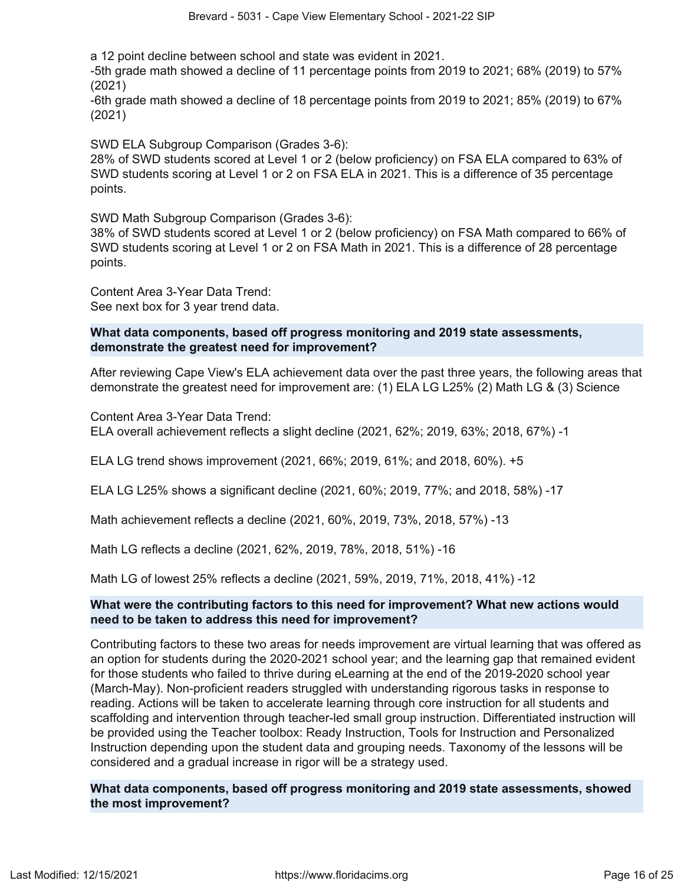a 12 point decline between school and state was evident in 2021.
-5th grade math showed a decline of 11 percentage points from 2019 to 2021; 68% (2019) to 57% (2021)
-6th grade math showed a decline of 18 percentage points from 2019 to 2021; 85% (2019) to 67% (2021)

SWD ELA Subgroup Comparison (Grades 3-6):
28% of SWD students scored at Level 1 or 2 (below proficiency) on FSA ELA compared to 63% of SWD students scoring at Level 1 or 2 on FSA ELA in 2021. This is a difference of 35 percentage points.

SWD Math Subgroup Comparison (Grades 3-6):
38% of SWD students scored at Level 1 or 2 (below proficiency) on FSA Math compared to 66% of SWD students scoring at Level 1 or 2 on FSA Math in 2021. This is a difference of 28 percentage points.

Content Area 3-Year Data Trend:
See next box for 3 year trend data.

**What data components, based off progress monitoring and 2019 state assessments, demonstrate the greatest need for improvement?**

After reviewing Cape View's ELA achievement data over the past three years, the following areas that demonstrate the greatest need for improvement are: (1) ELA LG L25% (2) Math LG & (3) Science

Content Area 3-Year Data Trend:
ELA overall achievement reflects a slight decline (2021, 62%; 2019, 63%; 2018, 67%) -1

ELA LG trend shows improvement (2021, 66%; 2019, 61%; and 2018, 60%). +5

ELA LG L25% shows a significant decline (2021, 60%; 2019, 77%; and 2018, 58%) -17

Math achievement reflects a decline (2021, 60%, 2019, 73%, 2018, 57%) -13

Math LG reflects a decline (2021, 62%, 2019, 78%, 2018, 51%) -16

Math LG of lowest 25% reflects a decline (2021, 59%, 2019, 71%, 2018, 41%) -12

**What were the contributing factors to this need for improvement? What new actions would need to be taken to address this need for improvement?**

Contributing factors to these two areas for needs improvement are virtual learning that was offered as an option for students during the 2020-2021 school year; and the learning gap that remained evident for those students who failed to thrive during eLearning at the end of the 2019-2020 school year (March-May). Non-proficient readers struggled with understanding rigorous tasks in response to reading. Actions will be taken to accelerate learning through core instruction for all students and scaffolding and intervention through teacher-led small group instruction. Differentiated instruction will be provided using the Teacher toolbox: Ready Instruction, Tools for Instruction and Personalized Instruction depending upon the student data and grouping needs. Taxonomy of the lessons will be considered and a gradual increase in rigor will be a strategy used.

**What data components, based off progress monitoring and 2019 state assessments, showed the most improvement?**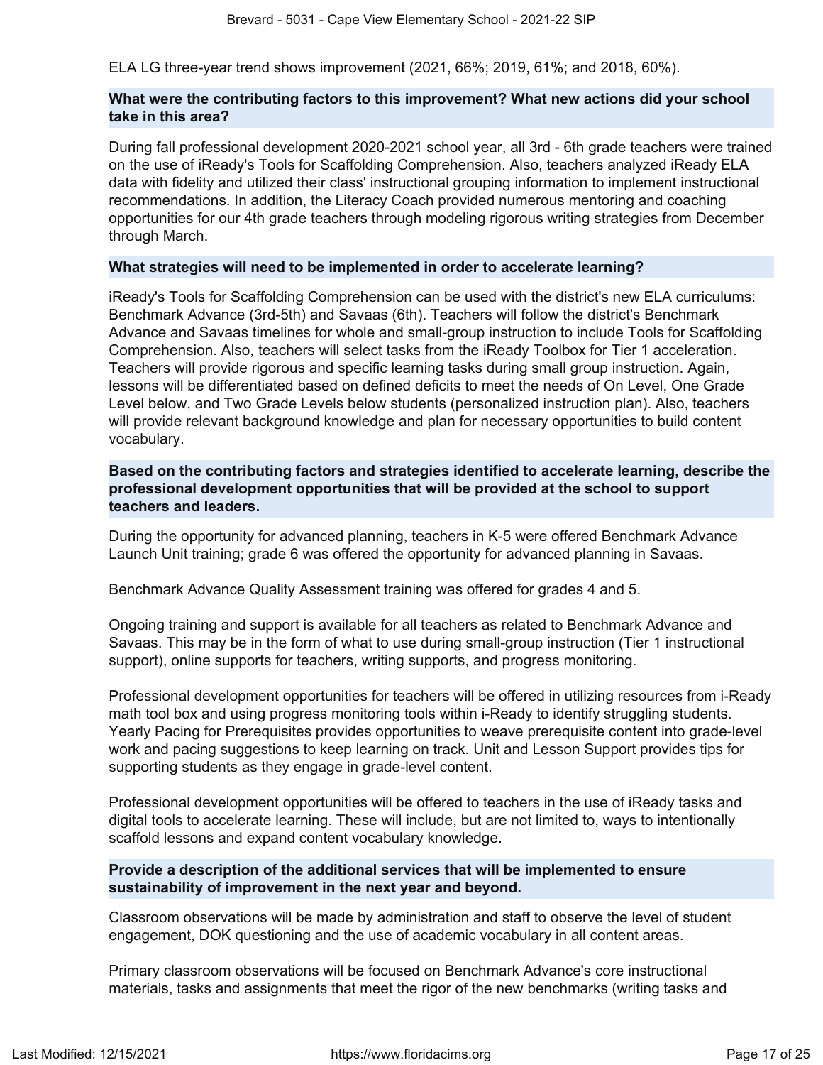ELA LG three-year trend shows improvement (2021, 66%; 2019, 61%; and 2018, 60%).

**What were the contributing factors to this improvement? What new actions did your school take in this area?**

During fall professional development 2020-2021 school year, all 3rd - 6th grade teachers were trained on the use of iReady's Tools for Scaffolding Comprehension. Also, teachers analyzed iReady ELA data with fidelity and utilized their class' instructional grouping information to implement instructional recommendations. In addition, the Literacy Coach provided numerous mentoring and coaching opportunities for our 4th grade teachers through modeling rigorous writing strategies from December through March.

**What strategies will need to be implemented in order to accelerate learning?**

iReady's Tools for Scaffolding Comprehension can be used with the district's new ELA curriculums: Benchmark Advance (3rd-5th) and Savaas (6th). Teachers will follow the district's Benchmark Advance and Savaas timelines for whole and small-group instruction to include Tools for Scaffolding Comprehension. Also, teachers will select tasks from the iReady Toolbox for Tier 1 acceleration. Teachers will provide rigorous and specific learning tasks during small group instruction. Again, lessons will be differentiated based on defined deficits to meet the needs of On Level, One Grade Level below, and Two Grade Levels below students (personalized instruction plan). Also, teachers will provide relevant background knowledge and plan for necessary opportunities to build content vocabulary.

**Based on the contributing factors and strategies identified to accelerate learning, describe the professional development opportunities that will be provided at the school to support teachers and leaders.**

During the opportunity for advanced planning, teachers in K-5 were offered Benchmark Advance Launch Unit training; grade 6 was offered the opportunity for advanced planning in Savaas.

Benchmark Advance Quality Assessment training was offered for grades 4 and 5.

Ongoing training and support is available for all teachers as related to Benchmark Advance and Savaas. This may be in the form of what to use during small-group instruction (Tier 1 instructional support), online supports for teachers, writing supports, and progress monitoring.

Professional development opportunities for teachers will be offered in utilizing resources from i-Ready math tool box and using progress monitoring tools within i-Ready to identify struggling students. Yearly Pacing for Prerequisites provides opportunities to weave prerequisite content into grade-level work and pacing suggestions to keep learning on track. Unit and Lesson Support provides tips for supporting students as they engage in grade-level content.

Professional development opportunities will be offered to teachers in the use of iReady tasks and digital tools to accelerate learning. These will include, but are not limited to, ways to intentionally scaffold lessons and expand content vocabulary knowledge.

**Provide a description of the additional services that will be implemented to ensure sustainability of improvement in the next year and beyond.**

Classroom observations will be made by administration and staff to observe the level of student engagement, DOK questioning and the use of academic vocabulary in all content areas.

Primary classroom observations will be focused on Benchmark Advance's core instructional materials, tasks and assignments that meet the rigor of the new benchmarks (writing tasks and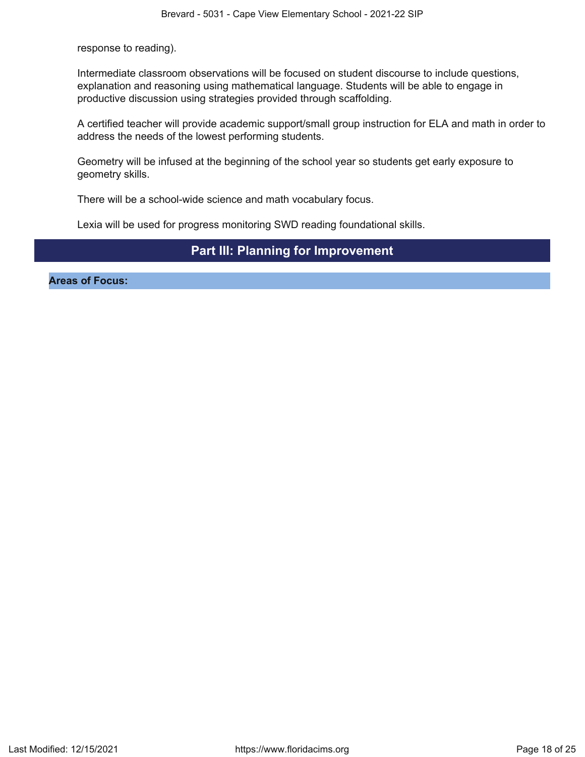response to reading).

Intermediate classroom observations will be focused on student discourse to include questions, explanation and reasoning using mathematical language. Students will be able to engage in productive discussion using strategies provided through scaffolding.

A certified teacher will provide academic support/small group instruction for ELA and math in order to address the needs of the lowest performing students.

Geometry will be infused at the beginning of the school year so students get early exposure to geometry skills.

There will be a school-wide science and math vocabulary focus.

Lexia will be used for progress monitoring SWD reading foundational skills.

## Part III: Planning for Improvement

**Areas of Focus:**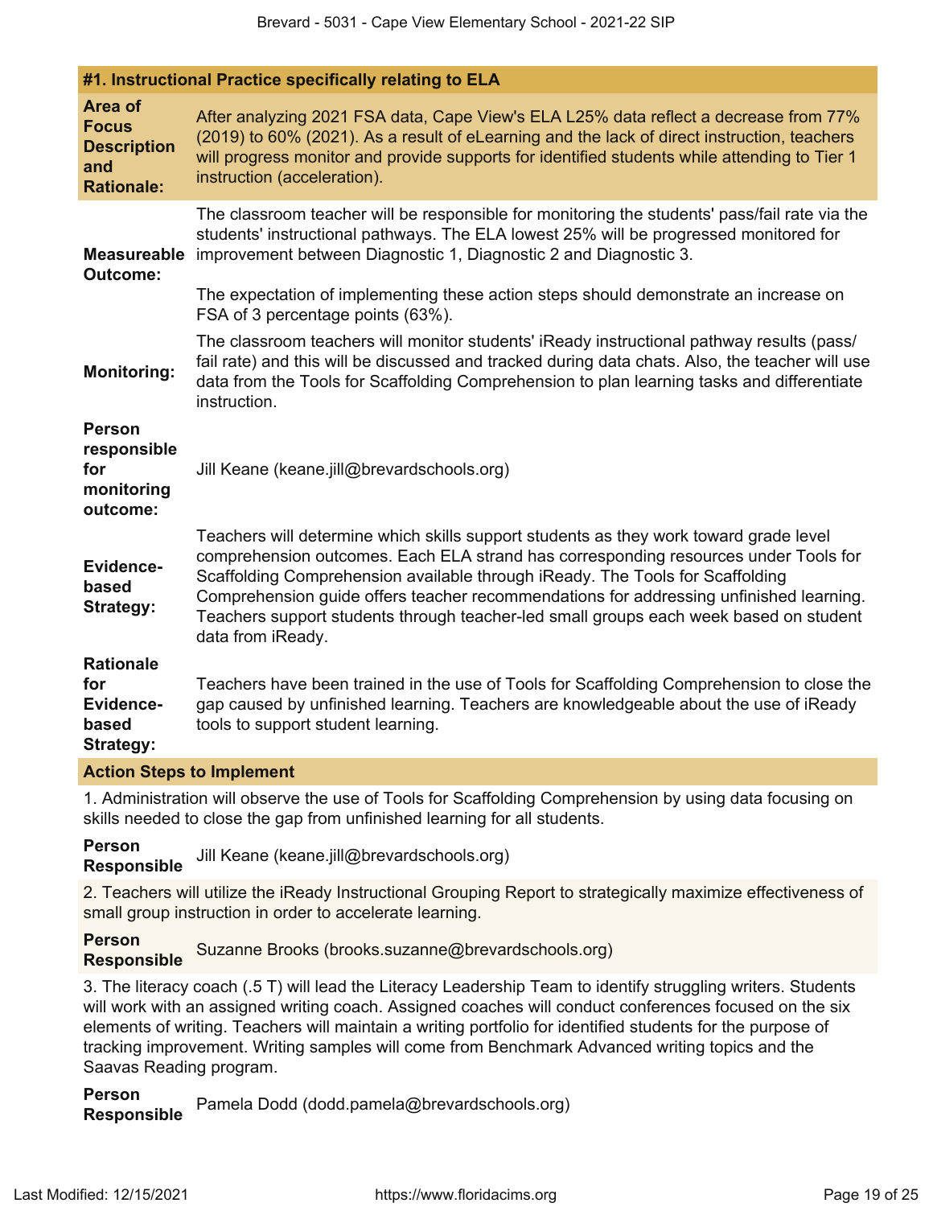### #1. Instructional Practice specifically relating to ELA

**Area of Focus Description and Rationale:**

After analyzing 2021 FSA data, Cape View's ELA L25% data reflect a decrease from 77% (2019) to 60% (2021). As a result of eLearning and the lack of direct instruction, teachers will progress monitor and provide supports for identified students while attending to Tier 1 instruction (acceleration).

**Measureable Outcome:**

The classroom teacher will be responsible for monitoring the students' pass/fail rate via the students' instructional pathways. The ELA lowest 25% will be progressed monitored for improvement between Diagnostic 1, Diagnostic 2 and Diagnostic 3.

The expectation of implementing these action steps should demonstrate an increase on FSA of 3 percentage points (63%).

**Monitoring:**

The classroom teachers will monitor students' iReady instructional pathway results (pass/fail rate) and this will be discussed and tracked during data chats. Also, the teacher will use data from the Tools for Scaffolding Comprehension to plan learning tasks and differentiate instruction.

**Person responsible for monitoring outcome:**

Jill Keane (keane.jill@brevardschools.org)

**Evidence-based Strategy:**

Teachers will determine which skills support students as they work toward grade level comprehension outcomes. Each ELA strand has corresponding resources under Tools for Scaffolding Comprehension available through iReady. The Tools for Scaffolding Comprehension guide offers teacher recommendations for addressing unfinished learning. Teachers support students through teacher-led small groups each week based on student data from iReady.

**Rationale for Evidence-based Strategy:**

Teachers have been trained in the use of Tools for Scaffolding Comprehension to close the gap caused by unfinished learning. Teachers are knowledgeable about the use of iReady tools to support student learning.

**Action Steps to Implement**

1. Administration will observe the use of Tools for Scaffolding Comprehension by using data focusing on skills needed to close the gap from unfinished learning for all students.

**Person Responsible** Jill Keane (keane.jill@brevardschools.org)

2. Teachers will utilize the iReady Instructional Grouping Report to strategically maximize effectiveness of small group instruction in order to accelerate learning.

**Person Responsible** Suzanne Brooks (brooks.suzanne@brevardschools.org)

3. The literacy coach (.5 T) will lead the Literacy Leadership Team to identify struggling writers. Students will work with an assigned writing coach. Assigned coaches will conduct conferences focused on the six elements of writing. Teachers will maintain a writing portfolio for identified students for the purpose of tracking improvement. Writing samples will come from Benchmark Advanced writing topics and the Saavas Reading program.

**Person Responsible** Pamela Dodd (dodd.pamela@brevardschools.org)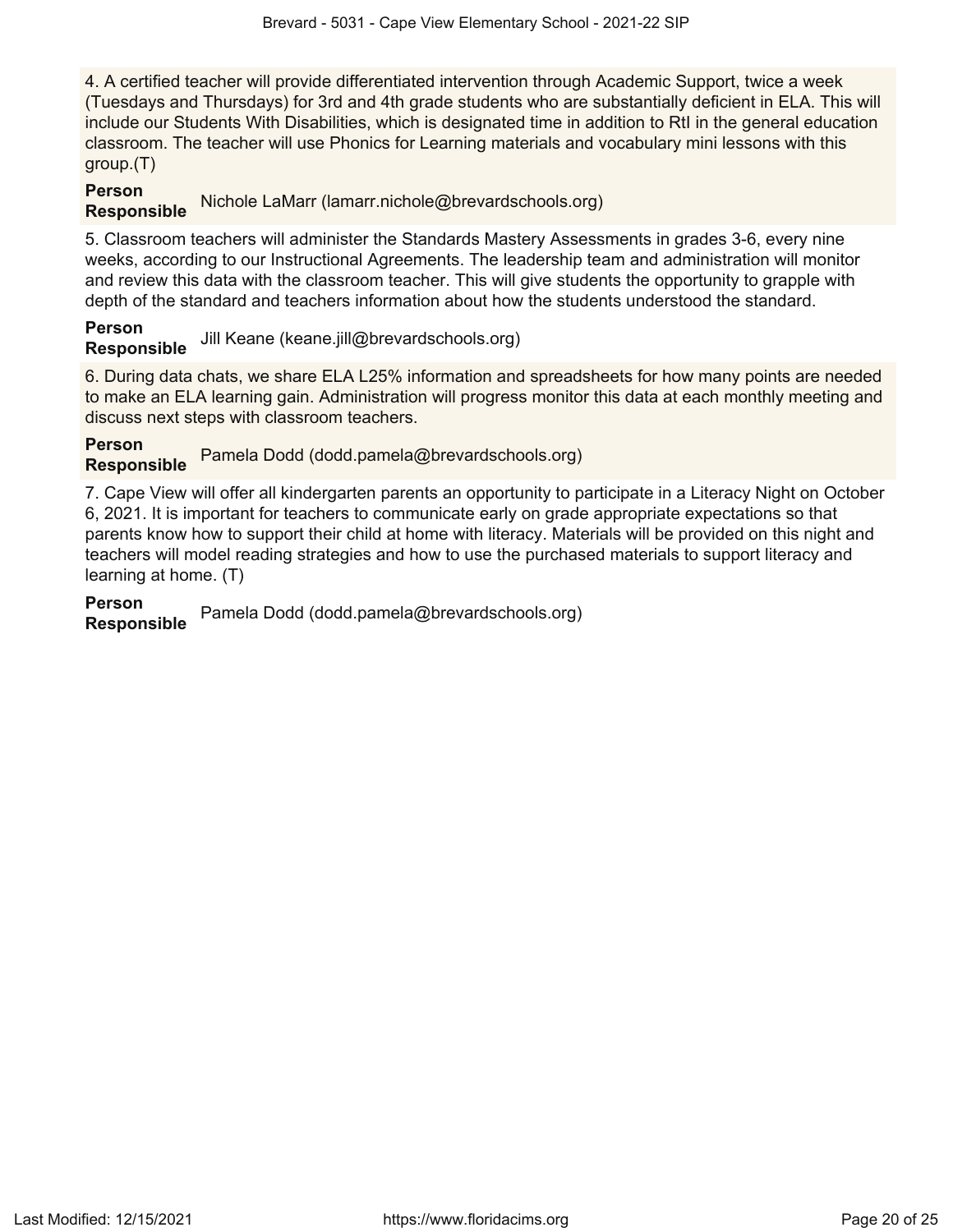4. A certified teacher will provide differentiated intervention through Academic Support, twice a week (Tuesdays and Thursdays) for 3rd and 4th grade students who are substantially deficient in ELA. This will include our Students With Disabilities, which is designated time in addition to RtI in the general education classroom. The teacher will use Phonics for Learning materials and vocabulary mini lessons with this group.(T)

**Person Responsible** Nichole LaMarr (lamarr.nichole@brevardschools.org)

5. Classroom teachers will administer the Standards Mastery Assessments in grades 3-6, every nine weeks, according to our Instructional Agreements. The leadership team and administration will monitor and review this data with the classroom teacher. This will give students the opportunity to grapple with depth of the standard and teachers information about how the students understood the standard.

**Person Responsible** Jill Keane (keane.jill@brevardschools.org)

6. During data chats, we share ELA L25% information and spreadsheets for how many points are needed to make an ELA learning gain. Administration will progress monitor this data at each monthly meeting and discuss next steps with classroom teachers.

**Person Responsible** Pamela Dodd (dodd.pamela@brevardschools.org)

7. Cape View will offer all kindergarten parents an opportunity to participate in a Literacy Night on October 6, 2021. It is important for teachers to communicate early on grade appropriate expectations so that parents know how to support their child at home with literacy. Materials will be provided on this night and teachers will model reading strategies and how to use the purchased materials to support literacy and learning at home. (T)

**Person Responsible** Pamela Dodd (dodd.pamela@brevardschools.org)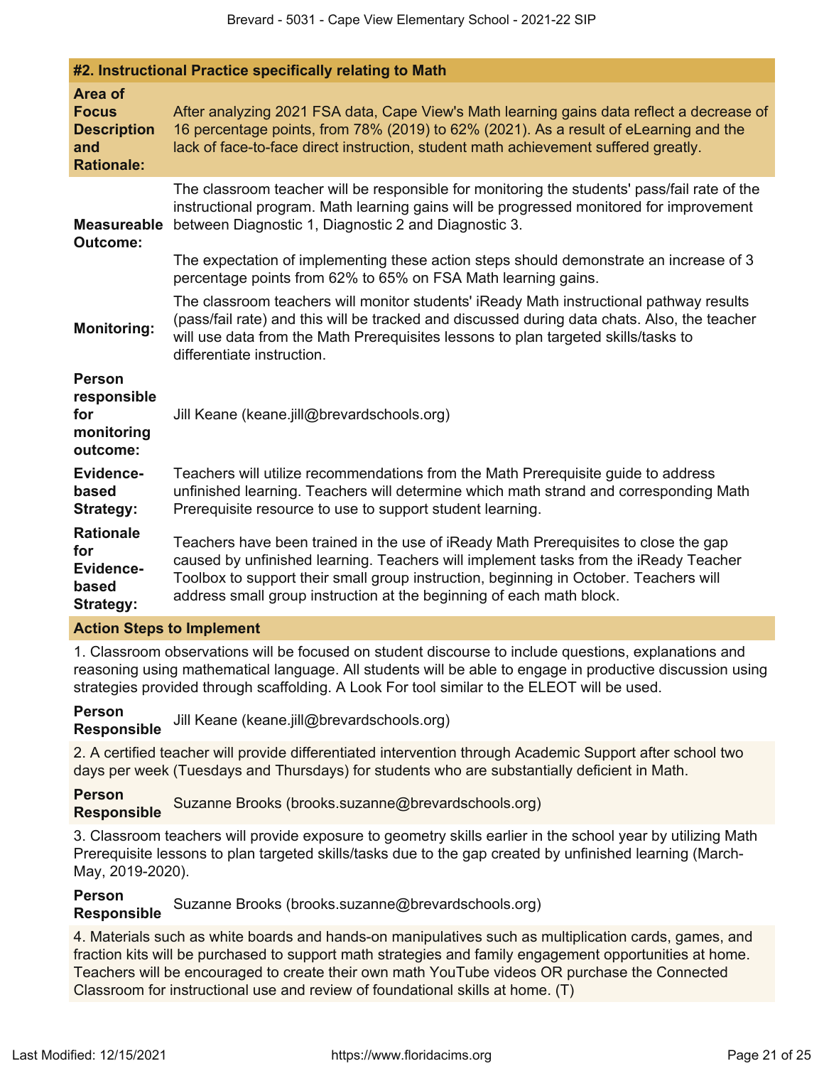### #2. Instructional Practice specifically relating to Math

**Area of Focus Description and Rationale:**

After analyzing 2021 FSA data, Cape View's Math learning gains data reflect a decrease of 16 percentage points, from 78% (2019) to 62% (2021). As a result of eLearning and the lack of face-to-face direct instruction, student math achievement suffered greatly.

**Measureable Outcome:**

The classroom teacher will be responsible for monitoring the students' pass/fail rate of the instructional program. Math learning gains will be progressed monitored for improvement between Diagnostic 1, Diagnostic 2 and Diagnostic 3.

The expectation of implementing these action steps should demonstrate an increase of 3 percentage points from 62% to 65% on FSA Math learning gains.

**Monitoring:**

The classroom teachers will monitor students' iReady Math instructional pathway results (pass/fail rate) and this will be tracked and discussed during data chats. Also, the teacher will use data from the Math Prerequisites lessons to plan targeted skills/tasks to differentiate instruction.

**Person responsible for monitoring outcome:**

Jill Keane (keane.jill@brevardschools.org)

**Evidence-based Strategy:**

Teachers will utilize recommendations from the Math Prerequisite guide to address unfinished learning. Teachers will determine which math strand and corresponding Math Prerequisite resource to use to support student learning.

**Rationale for Evidence-based Strategy:**

Teachers have been trained in the use of iReady Math Prerequisites to close the gap caused by unfinished learning. Teachers will implement tasks from the iReady Teacher Toolbox to support their small group instruction, beginning in October. Teachers will address small group instruction at the beginning of each math block.

**Action Steps to Implement**

1. Classroom observations will be focused on student discourse to include questions, explanations and reasoning using mathematical language. All students will be able to engage in productive discussion using strategies provided through scaffolding. A Look For tool similar to the ELEOT will be used.

**Person Responsible** Jill Keane (keane.jill@brevardschools.org)

2. A certified teacher will provide differentiated intervention through Academic Support after school two days per week (Tuesdays and Thursdays) for students who are substantially deficient in Math.

**Person Responsible** Suzanne Brooks (brooks.suzanne@brevardschools.org)

3. Classroom teachers will provide exposure to geometry skills earlier in the school year by utilizing Math Prerequisite lessons to plan targeted skills/tasks due to the gap created by unfinished learning (March-May, 2019-2020).

**Person Responsible** Suzanne Brooks (brooks.suzanne@brevardschools.org)

4. Materials such as white boards and hands-on manipulatives such as multiplication cards, games, and fraction kits will be purchased to support math strategies and family engagement opportunities at home. Teachers will be encouraged to create their own math YouTube videos OR purchase the Connected Classroom for instructional use and review of foundational skills at home. (T)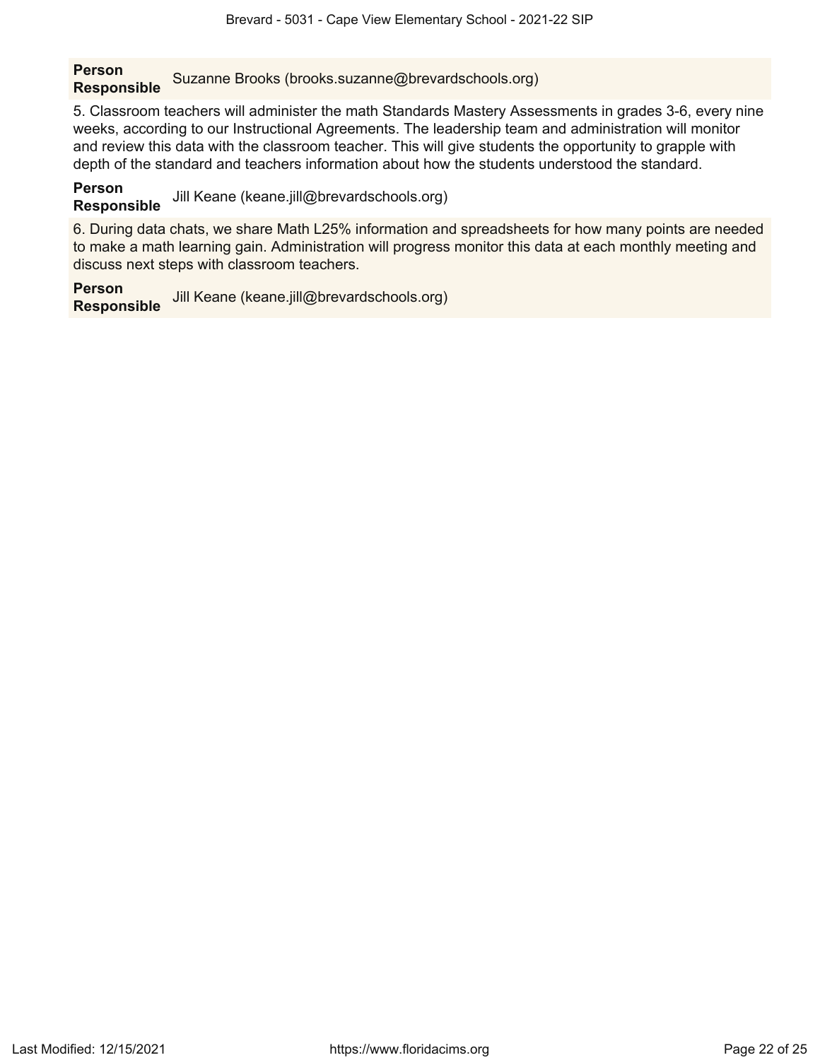**Person Responsible** Suzanne Brooks (brooks.suzanne@brevardschools.org)

5. Classroom teachers will administer the math Standards Mastery Assessments in grades 3-6, every nine weeks, according to our Instructional Agreements. The leadership team and administration will monitor and review this data with the classroom teacher. This will give students the opportunity to grapple with depth of the standard and teachers information about how the students understood the standard.

**Person Responsible** Jill Keane (keane.jill@brevardschools.org)

6. During data chats, we share Math L25% information and spreadsheets for how many points are needed to make a math learning gain. Administration will progress monitor this data at each monthly meeting and discuss next steps with classroom teachers.

**Person Responsible** Jill Keane (keane.jill@brevardschools.org)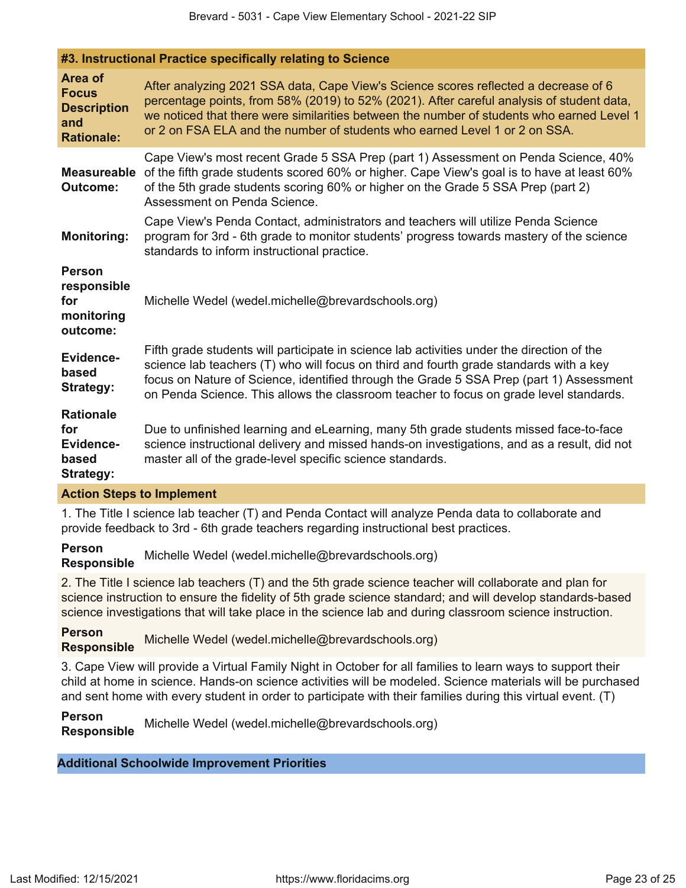### #3. Instructional Practice specifically relating to Science

**Area of Focus Description and Rationale:** After analyzing 2021 SSA data, Cape View's Science scores reflected a decrease of 6 percentage points, from 58% (2019) to 52% (2021). After careful analysis of student data, we noticed that there were similarities between the number of students who earned Level 1 or 2 on FSA ELA and the number of students who earned Level 1 or 2 on SSA.

**Measureable Outcome:** Cape View's most recent Grade 5 SSA Prep (part 1) Assessment on Penda Science, 40% of the fifth grade students scored 60% or higher. Cape View's goal is to have at least 60% of the 5th grade students scoring 60% or higher on the Grade 5 SSA Prep (part 2) Assessment on Penda Science.

**Monitoring:** Cape View's Penda Contact, administrators and teachers will utilize Penda Science program for 3rd - 6th grade to monitor students' progress towards mastery of the science standards to inform instructional practice.

**Person responsible for monitoring outcome:** Michelle Wedel (wedel.michelle@brevardschools.org)

**Evidence-based Strategy:** Fifth grade students will participate in science lab activities under the direction of the science lab teachers (T) who will focus on third and fourth grade standards with a key focus on Nature of Science, identified through the Grade 5 SSA Prep (part 1) Assessment on Penda Science. This allows the classroom teacher to focus on grade level standards.

**Rationale for Evidence-based Strategy:** Due to unfinished learning and eLearning, many 5th grade students missed face-to-face science instructional delivery and missed hands-on investigations, and as a result, did not master all of the grade-level specific science standards.

#### Action Steps to Implement

1. The Title I science lab teacher (T) and Penda Contact will analyze Penda data to collaborate and provide feedback to 3rd - 6th grade teachers regarding instructional best practices.

**Person Responsible** Michelle Wedel (wedel.michelle@brevardschools.org)

2. The Title I science lab teachers (T) and the 5th grade science teacher will collaborate and plan for science instruction to ensure the fidelity of 5th grade science standard; and will develop standards-based science investigations that will take place in the science lab and during classroom science instruction.

**Person Responsible** Michelle Wedel (wedel.michelle@brevardschools.org)

3. Cape View will provide a Virtual Family Night in October for all families to learn ways to support their child at home in science. Hands-on science activities will be modeled. Science materials will be purchased and sent home with every student in order to participate with their families during this virtual event. (T)

**Person Responsible** Michelle Wedel (wedel.michelle@brevardschools.org)

## Additional Schoolwide Improvement Priorities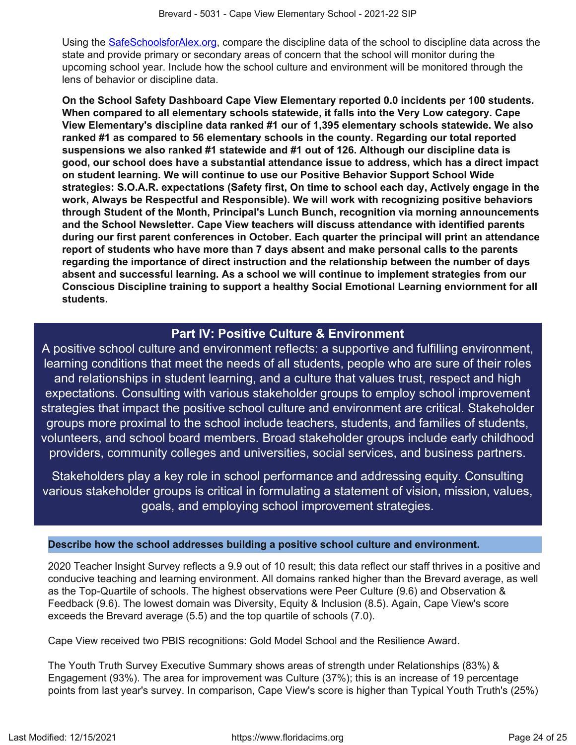Using the [SafeSchoolsforAlex.org](https://SafeSchoolsforAlex.org), compare the discipline data of the school to discipline data across the state and provide primary or secondary areas of concern that the school will monitor during the upcoming school year. Include how the school culture and environment will be monitored through the lens of behavior or discipline data.

**On the School Safety Dashboard Cape View Elementary reported 0.0 incidents per 100 students. When compared to all elementary schools statewide, it falls into the Very Low category. Cape View Elementary's discipline data ranked #1 our of 1,395 elementary schools statewide. We also ranked #1 as compared to 56 elementary schools in the county. Regarding our total reported suspensions we also ranked #1 statewide and #1 out of 126. Although our discipline data is good, our school does have a substantial attendance issue to address, which has a direct impact on student learning. We will continue to use our Positive Behavior Support School Wide strategies: S.O.A.R. expectations (Safety first, On time to school each day, Actively engage in the work, Always be Respectful and Responsible). We will work with recognizing positive behaviors through Student of the Month, Principal's Lunch Bunch, recognition via morning announcements and the School Newsletter. Cape View teachers will discuss attendance with identified parents during our first parent conferences in October. Each quarter the principal will print an attendance report of students who have more than 7 days absent and make personal calls to the parents regarding the importance of direct instruction and the relationship between the number of days absent and successful learning. As a school we will continue to implement strategies from our Conscious Discipline training to support a healthy Social Emotional Learning enviornment for all students.**

## Part IV: Positive Culture & Environment

A positive school culture and environment reflects: a supportive and fulfilling environment, learning conditions that meet the needs of all students, people who are sure of their roles and relationships in student learning, and a culture that values trust, respect and high expectations. Consulting with various stakeholder groups to employ school improvement strategies that impact the positive school culture and environment are critical. Stakeholder groups more proximal to the school include teachers, students, and families of students, volunteers, and school board members. Broad stakeholder groups include early childhood providers, community colleges and universities, social services, and business partners.

Stakeholders play a key role in school performance and addressing equity. Consulting various stakeholder groups is critical in formulating a statement of vision, mission, values, goals, and employing school improvement strategies.

### Describe how the school addresses building a positive school culture and environment.

2020 Teacher Insight Survey reflects a 9.9 out of 10 result; this data reflect our staff thrives in a positive and conducive teaching and learning environment. All domains ranked higher than the Brevard average, as well as the Top-Quartile of schools. The highest observations were Peer Culture (9.6) and Observation & Feedback (9.6). The lowest domain was Diversity, Equity & Inclusion (8.5). Again, Cape View's score exceeds the Brevard average (5.5) and the top quartile of schools (7.0).

Cape View received two PBIS recognitions: Gold Model School and the Resilience Award.

The Youth Truth Survey Executive Summary shows areas of strength under Relationships (83%) & Engagement (93%). The area for improvement was Culture (37%); this is an increase of 19 percentage points from last year's survey. In comparison, Cape View's score is higher than Typical Youth Truth's (25%)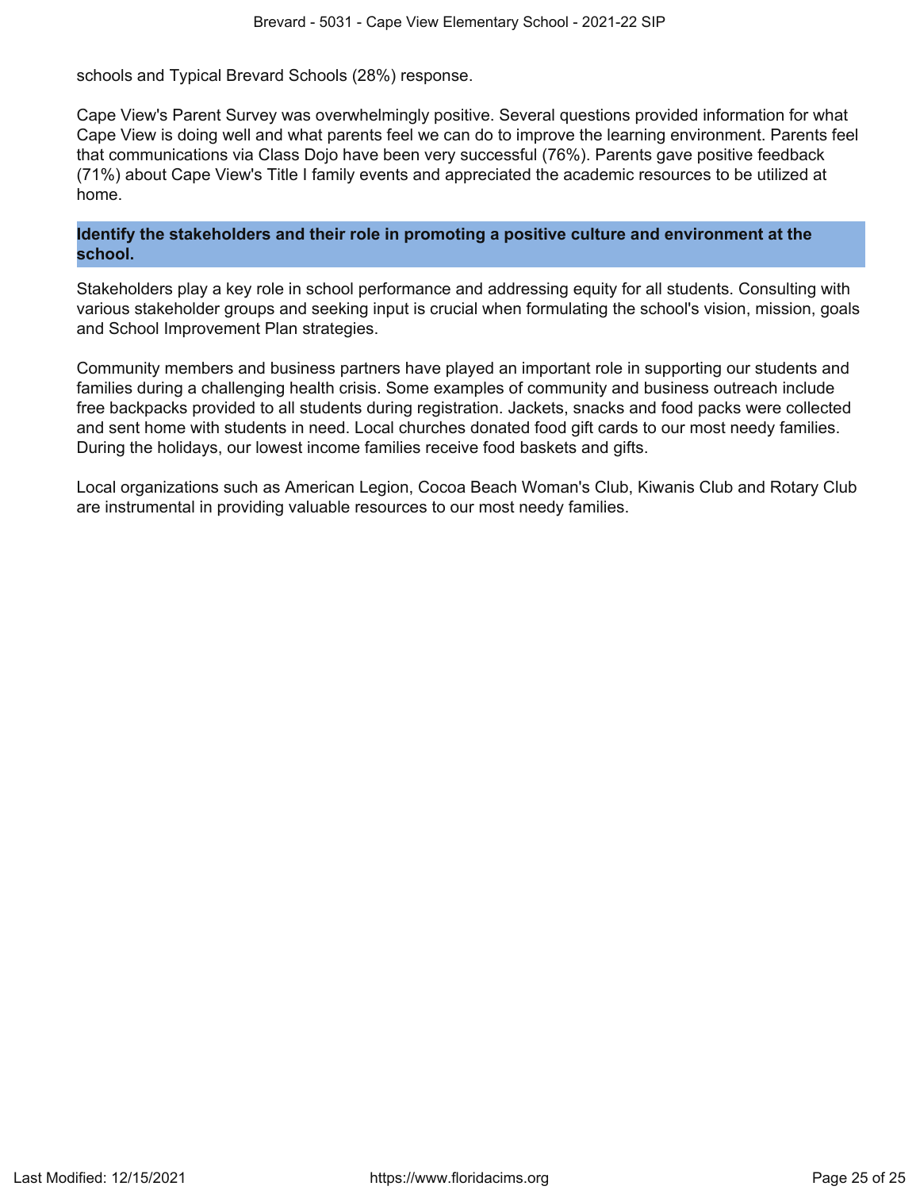schools and Typical Brevard Schools (28%) response.

Cape View's Parent Survey was overwhelmingly positive. Several questions provided information for what Cape View is doing well and what parents feel we can do to improve the learning environment. Parents feel that communications via Class Dojo have been very successful (76%). Parents gave positive feedback (71%) about Cape View's Title I family events and appreciated the academic resources to be utilized at home.

**Identify the stakeholders and their role in promoting a positive culture and environment at the school.**

Stakeholders play a key role in school performance and addressing equity for all students. Consulting with various stakeholder groups and seeking input is crucial when formulating the school's vision, mission, goals and School Improvement Plan strategies.

Community members and business partners have played an important role in supporting our students and families during a challenging health crisis. Some examples of community and business outreach include free backpacks provided to all students during registration. Jackets, snacks and food packs were collected and sent home with students in need. Local churches donated food gift cards to our most needy families. During the holidays, our lowest income families receive food baskets and gifts.

Local organizations such as American Legion, Cocoa Beach Woman's Club, Kiwanis Club and Rotary Club are instrumental in providing valuable resources to our most needy families.